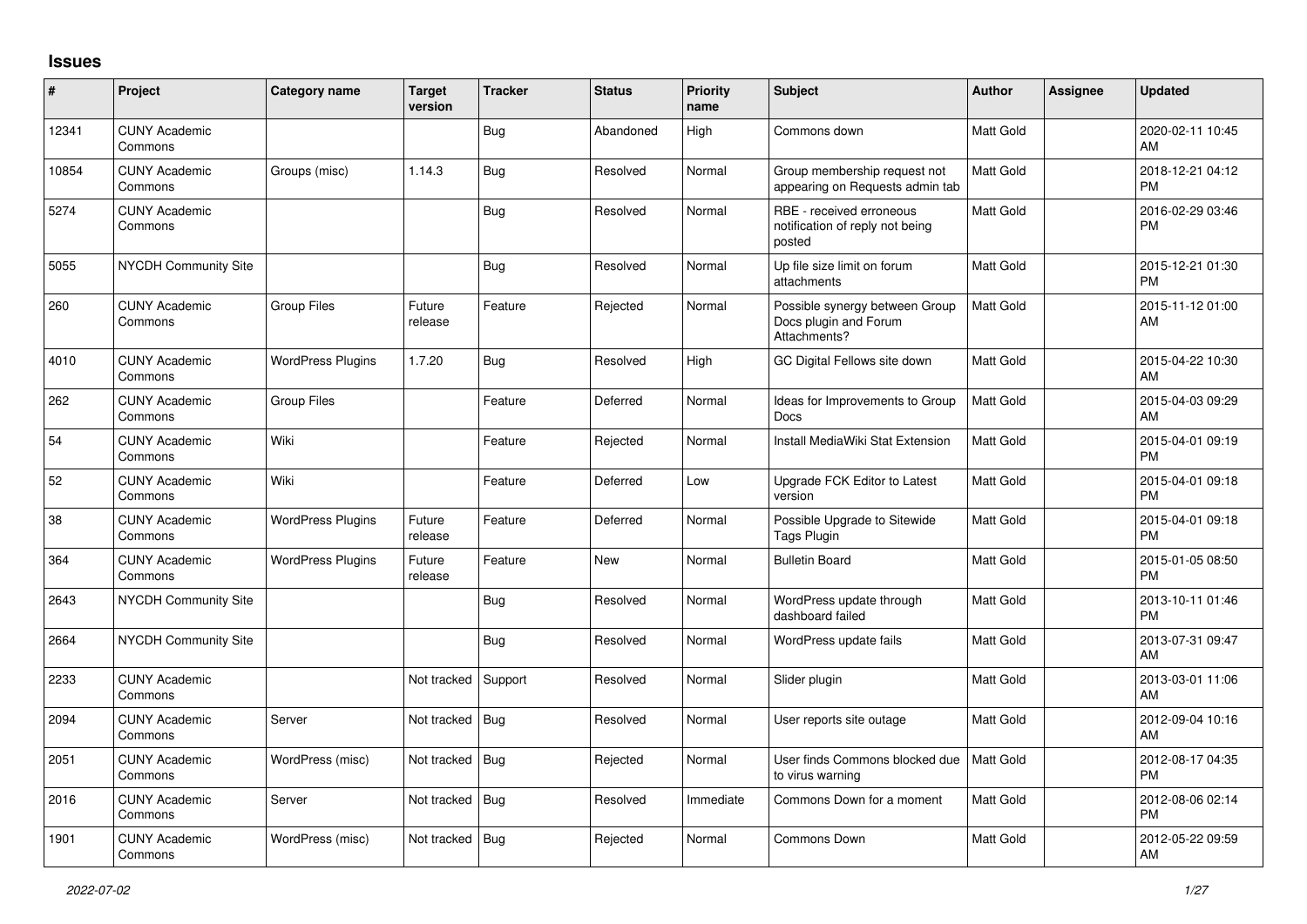## Issues

| # | Project | Category name | Target version | Tracker | Status | Priority name | Subject | Author | Assignee | Updated |
|---|---|---|---|---|---|---|---|---|---|---|
| 12341 | CUNY Academic Commons | | | Bug | Abandoned | High | Commons down | Matt Gold | | 2020-02-11 10:45 AM |
| 10854 | CUNY Academic Commons | Groups (misc) | 1.14.3 | Bug | Resolved | Normal | Group membership request not appearing on Requests admin tab | Matt Gold | | 2018-12-21 04:12 PM |
| 5274 | CUNY Academic Commons | | | Bug | Resolved | Normal | RBE - received erroneous notification of reply not being posted | Matt Gold | | 2016-02-29 03:46 PM |
| 5055 | NYCDH Community Site | | | Bug | Resolved | Normal | Up file size limit on forum attachments | Matt Gold | | 2015-12-21 01:30 PM |
| 260 | CUNY Academic Commons | Group Files | Future release | Feature | Rejected | Normal | Possible synergy between Group Docs plugin and Forum Attachments? | Matt Gold | | 2015-11-12 01:00 AM |
| 4010 | CUNY Academic Commons | WordPress Plugins | 1.7.20 | Bug | Resolved | High | GC Digital Fellows site down | Matt Gold | | 2015-04-22 10:30 AM |
| 262 | CUNY Academic Commons | Group Files | | Feature | Deferred | Normal | Ideas for Improvements to Group Docs | Matt Gold | | 2015-04-03 09:29 AM |
| 54 | CUNY Academic Commons | Wiki | | Feature | Rejected | Normal | Install MediaWiki Stat Extension | Matt Gold | | 2015-04-01 09:19 PM |
| 52 | CUNY Academic Commons | Wiki | | Feature | Deferred | Low | Upgrade FCK Editor to Latest version | Matt Gold | | 2015-04-01 09:18 PM |
| 38 | CUNY Academic Commons | WordPress Plugins | Future release | Feature | Deferred | Normal | Possible Upgrade to Sitewide Tags Plugin | Matt Gold | | 2015-04-01 09:18 PM |
| 364 | CUNY Academic Commons | WordPress Plugins | Future release | Feature | New | Normal | Bulletin Board | Matt Gold | | 2015-01-05 08:50 PM |
| 2643 | NYCDH Community Site | | | Bug | Resolved | Normal | WordPress update through dashboard failed | Matt Gold | | 2013-10-11 01:46 PM |
| 2664 | NYCDH Community Site | | | Bug | Resolved | Normal | WordPress update fails | Matt Gold | | 2013-07-31 09:47 AM |
| 2233 | CUNY Academic Commons | | Not tracked | Support | Resolved | Normal | Slider plugin | Matt Gold | | 2013-03-01 11:06 AM |
| 2094 | CUNY Academic Commons | Server | Not tracked | Bug | Resolved | Normal | User reports site outage | Matt Gold | | 2012-09-04 10:16 AM |
| 2051 | CUNY Academic Commons | WordPress (misc) | Not tracked | Bug | Rejected | Normal | User finds Commons blocked due to virus warning | Matt Gold | | 2012-08-17 04:35 PM |
| 2016 | CUNY Academic Commons | Server | Not tracked | Bug | Resolved | Immediate | Commons Down for a moment | Matt Gold | | 2012-08-06 02:14 PM |
| 1901 | CUNY Academic Commons | WordPress (misc) | Not tracked | Bug | Rejected | Normal | Commons Down | Matt Gold | | 2012-05-22 09:59 AM |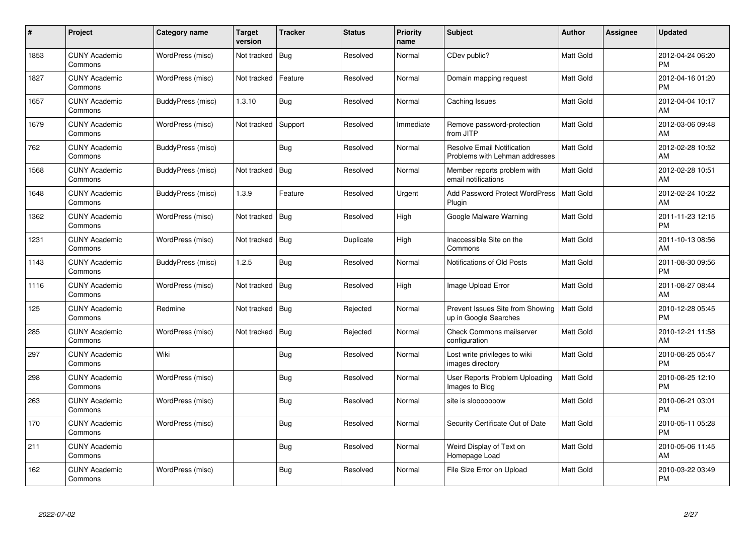| # | Project | Category name | Target version | Tracker | Status | Priority name | Subject | Author | Assignee | Updated |
|---|---|---|---|---|---|---|---|---|---|---|
| 1853 | CUNY Academic Commons | WordPress (misc) | Not tracked | Bug | Resolved | Normal | CDev public? | Matt Gold | | 2012-04-24 06:20 PM |
| 1827 | CUNY Academic Commons | WordPress (misc) | Not tracked | Feature | Resolved | Normal | Domain mapping request | Matt Gold | | 2012-04-16 01:20 PM |
| 1657 | CUNY Academic Commons | BuddyPress (misc) | 1.3.10 | Bug | Resolved | Normal | Caching Issues | Matt Gold | | 2012-04-04 10:17 AM |
| 1679 | CUNY Academic Commons | WordPress (misc) | Not tracked | Support | Resolved | Immediate | Remove password-protection from JITP | Matt Gold | | 2012-03-06 09:48 AM |
| 762 | CUNY Academic Commons | BuddyPress (misc) | | Bug | Resolved | Normal | Resolve Email Notification Problems with Lehman addresses | Matt Gold | | 2012-02-28 10:52 AM |
| 1568 | CUNY Academic Commons | BuddyPress (misc) | Not tracked | Bug | Resolved | Normal | Member reports problem with email notifications | Matt Gold | | 2012-02-28 10:51 AM |
| 1648 | CUNY Academic Commons | BuddyPress (misc) | 1.3.9 | Feature | Resolved | Urgent | Add Password Protect WordPress Plugin | Matt Gold | | 2012-02-24 10:22 AM |
| 1362 | CUNY Academic Commons | WordPress (misc) | Not tracked | Bug | Resolved | High | Google Malware Warning | Matt Gold | | 2011-11-23 12:15 PM |
| 1231 | CUNY Academic Commons | WordPress (misc) | Not tracked | Bug | Duplicate | High | Inaccessible Site on the Commons | Matt Gold | | 2011-10-13 08:56 AM |
| 1143 | CUNY Academic Commons | BuddyPress (misc) | 1.2.5 | Bug | Resolved | Normal | Notifications of Old Posts | Matt Gold | | 2011-08-30 09:56 PM |
| 1116 | CUNY Academic Commons | WordPress (misc) | Not tracked | Bug | Resolved | High | Image Upload Error | Matt Gold | | 2011-08-27 08:44 AM |
| 125 | CUNY Academic Commons | Redmine | Not tracked | Bug | Rejected | Normal | Prevent Issues Site from Showing up in Google Searches | Matt Gold | | 2010-12-28 05:45 PM |
| 285 | CUNY Academic Commons | WordPress (misc) | Not tracked | Bug | Rejected | Normal | Check Commons mailserver configuration | Matt Gold | | 2010-12-21 11:58 AM |
| 297 | CUNY Academic Commons | Wiki | | Bug | Resolved | Normal | Lost write privileges to wiki images directory | Matt Gold | | 2010-08-25 05:47 PM |
| 298 | CUNY Academic Commons | WordPress (misc) | | Bug | Resolved | Normal | User Reports Problem Uploading Images to Blog | Matt Gold | | 2010-08-25 12:10 PM |
| 263 | CUNY Academic Commons | WordPress (misc) | | Bug | Resolved | Normal | site is slooooooow | Matt Gold | | 2010-06-21 03:01 PM |
| 170 | CUNY Academic Commons | WordPress (misc) | | Bug | Resolved | Normal | Security Certificate Out of Date | Matt Gold | | 2010-05-11 05:28 PM |
| 211 | CUNY Academic Commons | | | Bug | Resolved | Normal | Weird Display of Text on Homepage Load | Matt Gold | | 2010-05-06 11:45 AM |
| 162 | CUNY Academic Commons | WordPress (misc) | | Bug | Resolved | Normal | File Size Error on Upload | Matt Gold | | 2010-03-22 03:49 PM |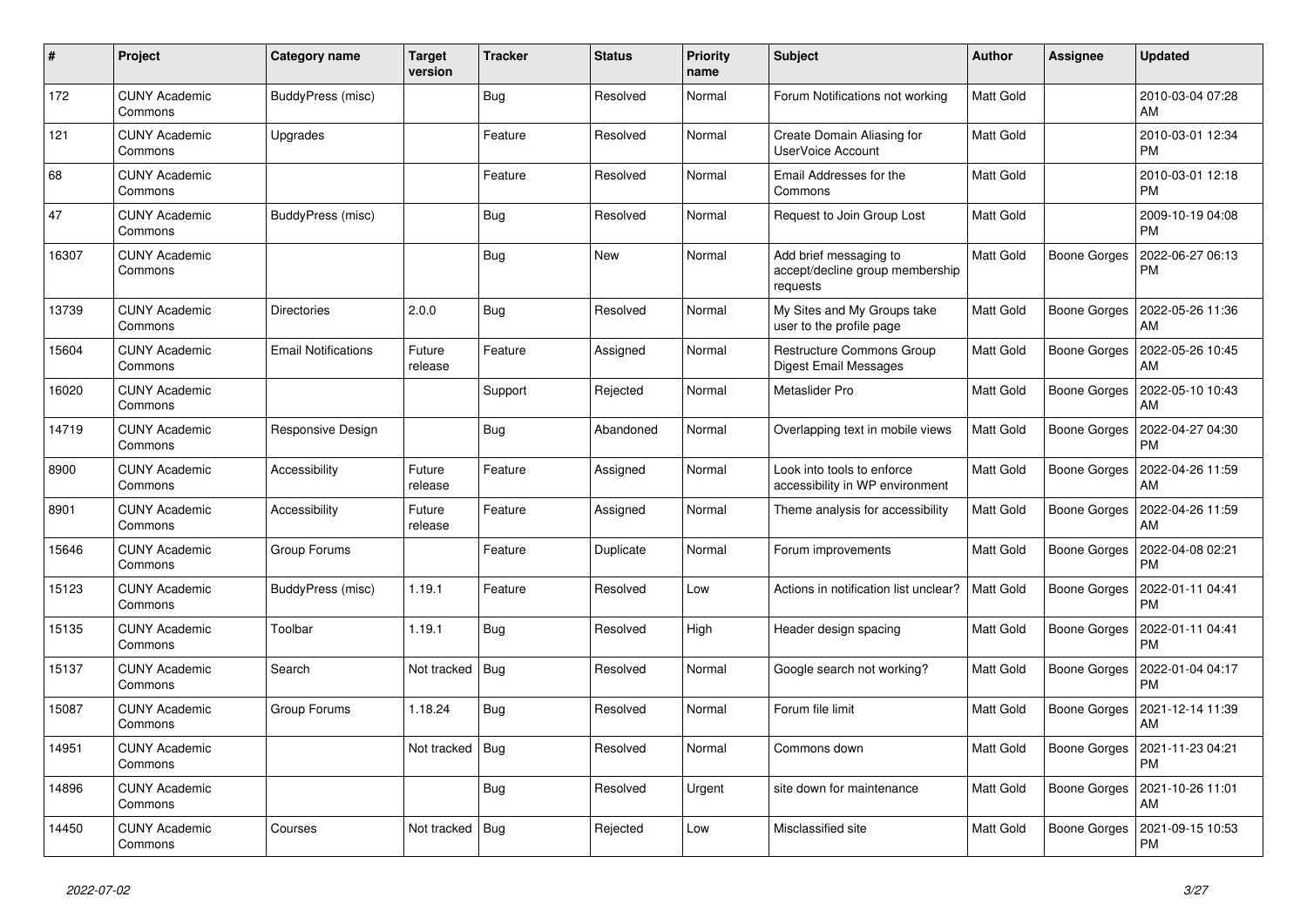| # | Project | Category name | Target version | Tracker | Status | Priority name | Subject | Author | Assignee | Updated |
|---|---|---|---|---|---|---|---|---|---|---|
| 172 | CUNY Academic Commons | BuddyPress (misc) | | Bug | Resolved | Normal | Forum Notifications not working | Matt Gold | | 2010-03-04 07:28 AM |
| 121 | CUNY Academic Commons | Upgrades | | Feature | Resolved | Normal | Create Domain Aliasing for UserVoice Account | Matt Gold | | 2010-03-01 12:34 PM |
| 68 | CUNY Academic Commons | | | Feature | Resolved | Normal | Email Addresses for the Commons | Matt Gold | | 2010-03-01 12:18 PM |
| 47 | CUNY Academic Commons | BuddyPress (misc) | | Bug | Resolved | Normal | Request to Join Group Lost | Matt Gold | | 2009-10-19 04:08 PM |
| 16307 | CUNY Academic Commons | | | Bug | New | Normal | Add brief messaging to accept/decline group membership requests | Matt Gold | Boone Gorges | 2022-06-27 06:13 PM |
| 13739 | CUNY Academic Commons | Directories | 2.0.0 | Bug | Resolved | Normal | My Sites and My Groups take user to the profile page | Matt Gold | Boone Gorges | 2022-05-26 11:36 AM |
| 15604 | CUNY Academic Commons | Email Notifications | Future release | Feature | Assigned | Normal | Restructure Commons Group Digest Email Messages | Matt Gold | Boone Gorges | 2022-05-26 10:45 AM |
| 16020 | CUNY Academic Commons | | | Support | Rejected | Normal | Metaslider Pro | Matt Gold | Boone Gorges | 2022-05-10 10:43 AM |
| 14719 | CUNY Academic Commons | Responsive Design | | Bug | Abandoned | Normal | Overlapping text in mobile views | Matt Gold | Boone Gorges | 2022-04-27 04:30 PM |
| 8900 | CUNY Academic Commons | Accessibility | Future release | Feature | Assigned | Normal | Look into tools to enforce accessibility in WP environment | Matt Gold | Boone Gorges | 2022-04-26 11:59 AM |
| 8901 | CUNY Academic Commons | Accessibility | Future release | Feature | Assigned | Normal | Theme analysis for accessibility | Matt Gold | Boone Gorges | 2022-04-26 11:59 AM |
| 15646 | CUNY Academic Commons | Group Forums | | Feature | Duplicate | Normal | Forum improvements | Matt Gold | Boone Gorges | 2022-04-08 02:21 PM |
| 15123 | CUNY Academic Commons | BuddyPress (misc) | 1.19.1 | Feature | Resolved | Low | Actions in notification list unclear? | Matt Gold | Boone Gorges | 2022-01-11 04:41 PM |
| 15135 | CUNY Academic Commons | Toolbar | 1.19.1 | Bug | Resolved | High | Header design spacing | Matt Gold | Boone Gorges | 2022-01-11 04:41 PM |
| 15137 | CUNY Academic Commons | Search | Not tracked | Bug | Resolved | Normal | Google search not working? | Matt Gold | Boone Gorges | 2022-01-04 04:17 PM |
| 15087 | CUNY Academic Commons | Group Forums | 1.18.24 | Bug | Resolved | Normal | Forum file limit | Matt Gold | Boone Gorges | 2021-12-14 11:39 AM |
| 14951 | CUNY Academic Commons | | Not tracked | Bug | Resolved | Normal | Commons down | Matt Gold | Boone Gorges | 2021-11-23 04:21 PM |
| 14896 | CUNY Academic Commons | | | Bug | Resolved | Urgent | site down for maintenance | Matt Gold | Boone Gorges | 2021-10-26 11:01 AM |
| 14450 | CUNY Academic Commons | Courses | Not tracked | Bug | Rejected | Low | Misclassified site | Matt Gold | Boone Gorges | 2021-09-15 10:53 PM |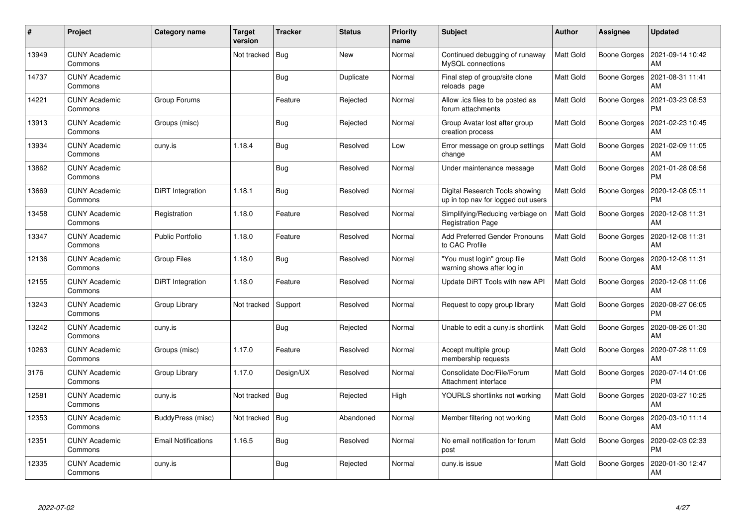| # | Project | Category name | Target version | Tracker | Status | Priority name | Subject | Author | Assignee | Updated |
|---|---|---|---|---|---|---|---|---|---|---|
| 13949 | CUNY Academic Commons | | Not tracked | Bug | New | Normal | Continued debugging of runaway MySQL connections | Matt Gold | Boone Gorges | 2021-09-14 10:42 AM |
| 14737 | CUNY Academic Commons | | | Bug | Duplicate | Normal | Final step of group/site clone reloads page | Matt Gold | Boone Gorges | 2021-08-31 11:41 AM |
| 14221 | CUNY Academic Commons | Group Forums | | Feature | Rejected | Normal | Allow .ics files to be posted as forum attachments | Matt Gold | Boone Gorges | 2021-03-23 08:53 PM |
| 13913 | CUNY Academic Commons | Groups (misc) | | Bug | Rejected | Normal | Group Avatar lost after group creation process | Matt Gold | Boone Gorges | 2021-02-23 10:45 AM |
| 13934 | CUNY Academic Commons | cuny.is | 1.18.4 | Bug | Resolved | Low | Error message on group settings change | Matt Gold | Boone Gorges | 2021-02-09 11:05 AM |
| 13862 | CUNY Academic Commons | | | Bug | Resolved | Normal | Under maintenance message | Matt Gold | Boone Gorges | 2021-01-28 08:56 PM |
| 13669 | CUNY Academic Commons | DiRT Integration | 1.18.1 | Bug | Resolved | Normal | Digital Research Tools showing up in top nav for logged out users | Matt Gold | Boone Gorges | 2020-12-08 05:11 PM |
| 13458 | CUNY Academic Commons | Registration | 1.18.0 | Feature | Resolved | Normal | Simplifying/Reducing verbiage on Registration Page | Matt Gold | Boone Gorges | 2020-12-08 11:31 AM |
| 13347 | CUNY Academic Commons | Public Portfolio | 1.18.0 | Feature | Resolved | Normal | Add Preferred Gender Pronouns to CAC Profile | Matt Gold | Boone Gorges | 2020-12-08 11:31 AM |
| 12136 | CUNY Academic Commons | Group Files | 1.18.0 | Bug | Resolved | Normal | "You must login" group file warning shows after log in | Matt Gold | Boone Gorges | 2020-12-08 11:31 AM |
| 12155 | CUNY Academic Commons | DiRT Integration | 1.18.0 | Feature | Resolved | Normal | Update DiRT Tools with new API | Matt Gold | Boone Gorges | 2020-12-08 11:06 AM |
| 13243 | CUNY Academic Commons | Group Library | Not tracked | Support | Resolved | Normal | Request to copy group library | Matt Gold | Boone Gorges | 2020-08-27 06:05 PM |
| 13242 | CUNY Academic Commons | cuny.is | | Bug | Rejected | Normal | Unable to edit a cuny.is shortlink | Matt Gold | Boone Gorges | 2020-08-26 01:30 AM |
| 10263 | CUNY Academic Commons | Groups (misc) | 1.17.0 | Feature | Resolved | Normal | Accept multiple group membership requests | Matt Gold | Boone Gorges | 2020-07-28 11:09 AM |
| 3176 | CUNY Academic Commons | Group Library | 1.17.0 | Design/UX | Resolved | Normal | Consolidate Doc/File/Forum Attachment interface | Matt Gold | Boone Gorges | 2020-07-14 01:06 PM |
| 12581 | CUNY Academic Commons | cuny.is | Not tracked | Bug | Rejected | High | YOURLS shortlinks not working | Matt Gold | Boone Gorges | 2020-03-27 10:25 AM |
| 12353 | CUNY Academic Commons | BuddyPress (misc) | Not tracked | Bug | Abandoned | Normal | Member filtering not working | Matt Gold | Boone Gorges | 2020-03-10 11:14 AM |
| 12351 | CUNY Academic Commons | Email Notifications | 1.16.5 | Bug | Resolved | Normal | No email notification for forum post | Matt Gold | Boone Gorges | 2020-02-03 02:33 PM |
| 12335 | CUNY Academic Commons | cuny.is | | Bug | Rejected | Normal | cuny.is issue | Matt Gold | Boone Gorges | 2020-01-30 12:47 AM |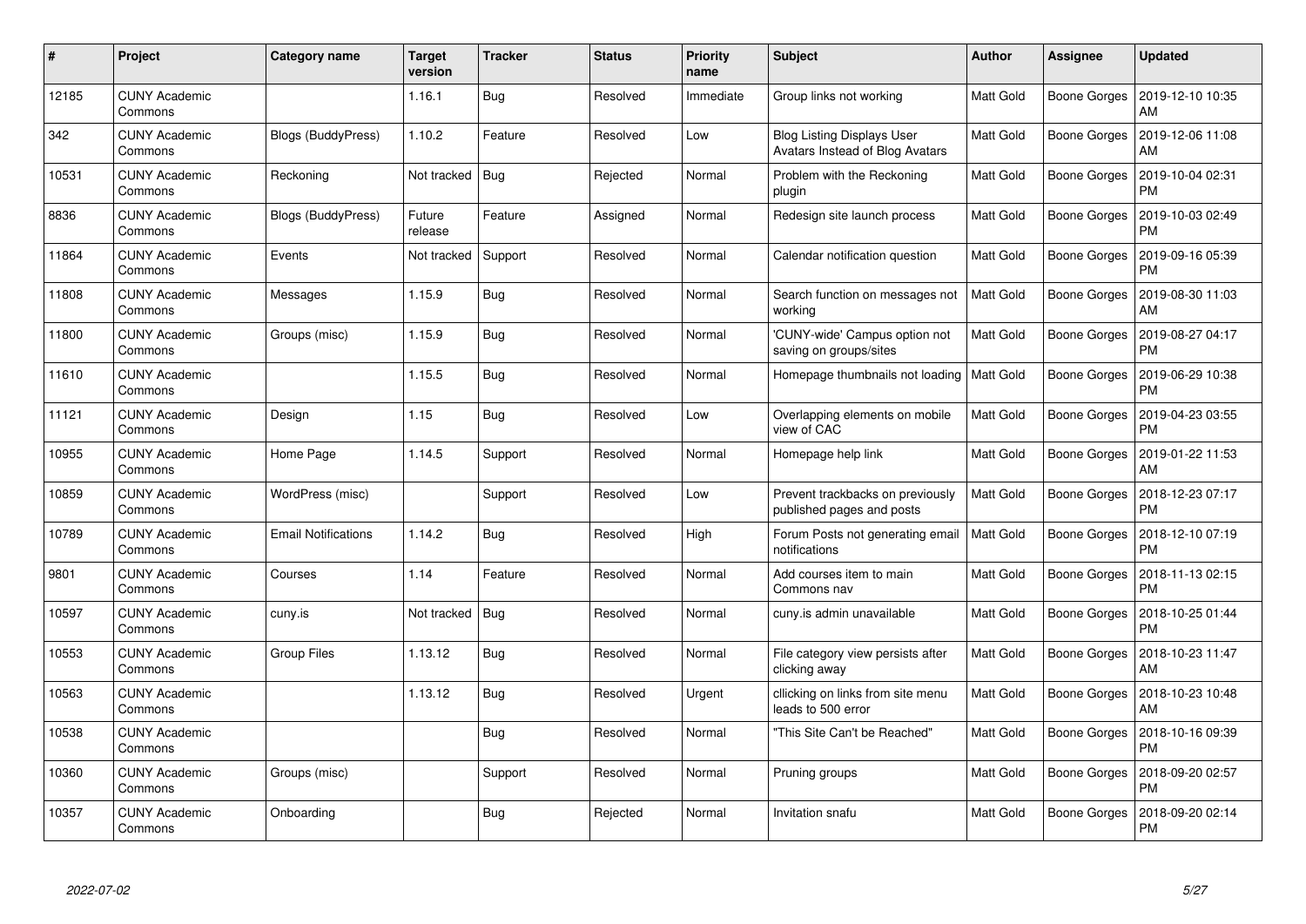| # | Project | Category name | Target version | Tracker | Status | Priority name | Subject | Author | Assignee | Updated |
|---|---|---|---|---|---|---|---|---|---|---|
| 12185 | CUNY Academic Commons | | 1.16.1 | Bug | Resolved | Immediate | Group links not working | Matt Gold | Boone Gorges | 2019-12-10 10:35 AM |
| 342 | CUNY Academic Commons | Blogs (BuddyPress) | 1.10.2 | Feature | Resolved | Low | Blog Listing Displays User Avatars Instead of Blog Avatars | Matt Gold | Boone Gorges | 2019-12-06 11:08 AM |
| 10531 | CUNY Academic Commons | Reckoning | Not tracked | Bug | Rejected | Normal | Problem with the Reckoning plugin | Matt Gold | Boone Gorges | 2019-10-04 02:31 PM |
| 8836 | CUNY Academic Commons | Blogs (BuddyPress) | Future release | Feature | Assigned | Normal | Redesign site launch process | Matt Gold | Boone Gorges | 2019-10-03 02:49 PM |
| 11864 | CUNY Academic Commons | Events | Not tracked | Support | Resolved | Normal | Calendar notification question | Matt Gold | Boone Gorges | 2019-09-16 05:39 PM |
| 11808 | CUNY Academic Commons | Messages | 1.15.9 | Bug | Resolved | Normal | Search function on messages not working | Matt Gold | Boone Gorges | 2019-08-30 11:03 AM |
| 11800 | CUNY Academic Commons | Groups (misc) | 1.15.9 | Bug | Resolved | Normal | 'CUNY-wide' Campus option not saving on groups/sites | Matt Gold | Boone Gorges | 2019-08-27 04:17 PM |
| 11610 | CUNY Academic Commons | | 1.15.5 | Bug | Resolved | Normal | Homepage thumbnails not loading | Matt Gold | Boone Gorges | 2019-06-29 10:38 PM |
| 11121 | CUNY Academic Commons | Design | 1.15 | Bug | Resolved | Low | Overlapping elements on mobile view of CAC | Matt Gold | Boone Gorges | 2019-04-23 03:55 PM |
| 10955 | CUNY Academic Commons | Home Page | 1.14.5 | Support | Resolved | Normal | Homepage help link | Matt Gold | Boone Gorges | 2019-01-22 11:53 AM |
| 10859 | CUNY Academic Commons | WordPress (misc) | | Support | Resolved | Low | Prevent trackbacks on previously published pages and posts | Matt Gold | Boone Gorges | 2018-12-23 07:17 PM |
| 10789 | CUNY Academic Commons | Email Notifications | 1.14.2 | Bug | Resolved | High | Forum Posts not generating email notifications | Matt Gold | Boone Gorges | 2018-12-10 07:19 PM |
| 9801 | CUNY Academic Commons | Courses | 1.14 | Feature | Resolved | Normal | Add courses item to main Commons nav | Matt Gold | Boone Gorges | 2018-11-13 02:15 PM |
| 10597 | CUNY Academic Commons | cuny.is | Not tracked | Bug | Resolved | Normal | cuny.is admin unavailable | Matt Gold | Boone Gorges | 2018-10-25 01:44 PM |
| 10553 | CUNY Academic Commons | Group Files | 1.13.12 | Bug | Resolved | Normal | File category view persists after clicking away | Matt Gold | Boone Gorges | 2018-10-23 11:47 AM |
| 10563 | CUNY Academic Commons | | 1.13.12 | Bug | Resolved | Urgent | cllicking on links from site menu leads to 500 error | Matt Gold | Boone Gorges | 2018-10-23 10:48 AM |
| 10538 | CUNY Academic Commons | | | Bug | Resolved | Normal | "This Site Can't be Reached" | Matt Gold | Boone Gorges | 2018-10-16 09:39 PM |
| 10360 | CUNY Academic Commons | Groups (misc) | | Support | Resolved | Normal | Pruning groups | Matt Gold | Boone Gorges | 2018-09-20 02:57 PM |
| 10357 | CUNY Academic Commons | Onboarding | | Bug | Rejected | Normal | Invitation snafu | Matt Gold | Boone Gorges | 2018-09-20 02:14 PM |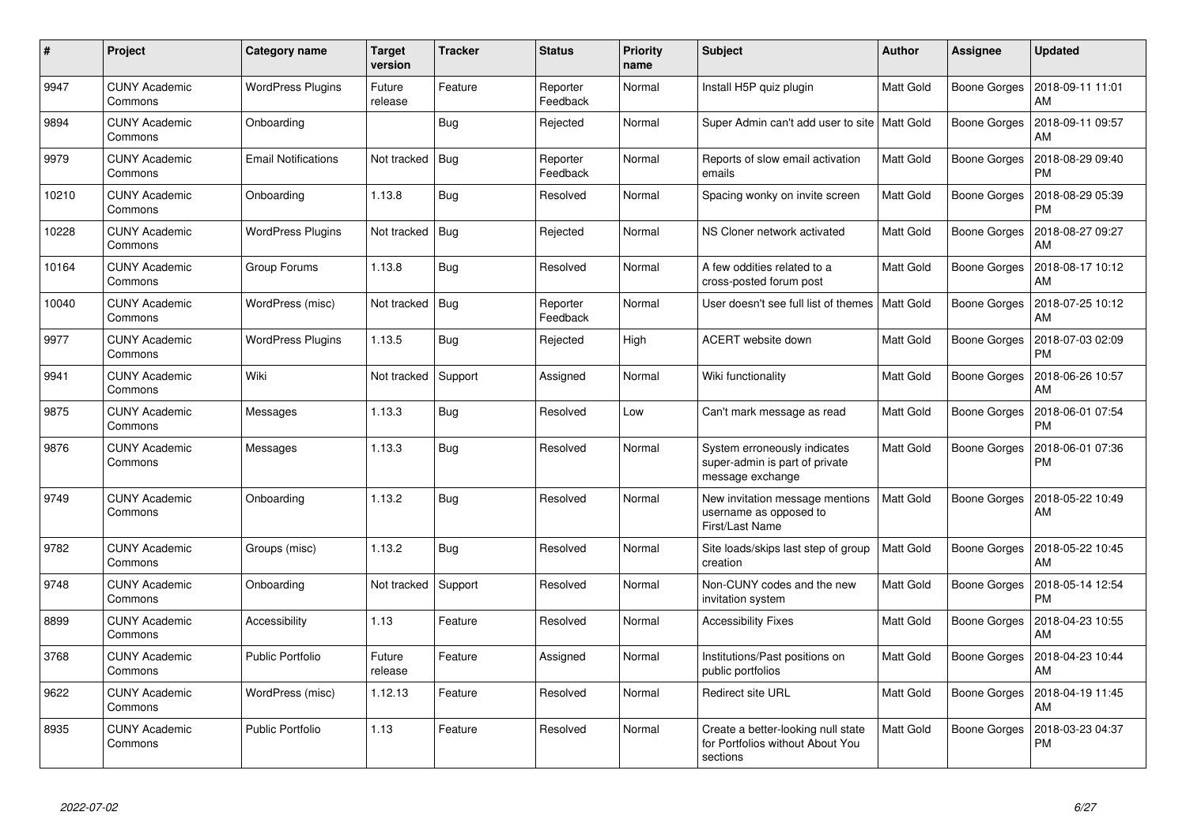| # | Project | Category name | Target version | Tracker | Status | Priority name | Subject | Author | Assignee | Updated |
|---|---|---|---|---|---|---|---|---|---|---|
| 9947 | CUNY Academic Commons | WordPress Plugins | Future release | Feature | Reporter Feedback | Normal | Install H5P quiz plugin | Matt Gold | Boone Gorges | 2018-09-11 11:01 AM |
| 9894 | CUNY Academic Commons | Onboarding | | Bug | Rejected | Normal | Super Admin can't add user to site | Matt Gold | Boone Gorges | 2018-09-11 09:57 AM |
| 9979 | CUNY Academic Commons | Email Notifications | Not tracked | Bug | Reporter Feedback | Normal | Reports of slow email activation emails | Matt Gold | Boone Gorges | 2018-08-29 09:40 PM |
| 10210 | CUNY Academic Commons | Onboarding | 1.13.8 | Bug | Resolved | Normal | Spacing wonky on invite screen | Matt Gold | Boone Gorges | 2018-08-29 05:39 PM |
| 10228 | CUNY Academic Commons | WordPress Plugins | Not tracked | Bug | Rejected | Normal | NS Cloner network activated | Matt Gold | Boone Gorges | 2018-08-27 09:27 AM |
| 10164 | CUNY Academic Commons | Group Forums | 1.13.8 | Bug | Resolved | Normal | A few oddities related to a cross-posted forum post | Matt Gold | Boone Gorges | 2018-08-17 10:12 AM |
| 10040 | CUNY Academic Commons | WordPress (misc) | Not tracked | Bug | Reporter Feedback | Normal | User doesn't see full list of themes | Matt Gold | Boone Gorges | 2018-07-25 10:12 AM |
| 9977 | CUNY Academic Commons | WordPress Plugins | 1.13.5 | Bug | Rejected | High | ACERT website down | Matt Gold | Boone Gorges | 2018-07-03 02:09 PM |
| 9941 | CUNY Academic Commons | Wiki | Not tracked | Support | Assigned | Normal | Wiki functionality | Matt Gold | Boone Gorges | 2018-06-26 10:57 AM |
| 9875 | CUNY Academic Commons | Messages | 1.13.3 | Bug | Resolved | Low | Can't mark message as read | Matt Gold | Boone Gorges | 2018-06-01 07:54 PM |
| 9876 | CUNY Academic Commons | Messages | 1.13.3 | Bug | Resolved | Normal | System erroneously indicates super-admin is part of private message exchange | Matt Gold | Boone Gorges | 2018-06-01 07:36 PM |
| 9749 | CUNY Academic Commons | Onboarding | 1.13.2 | Bug | Resolved | Normal | New invitation message mentions username as opposed to First/Last Name | Matt Gold | Boone Gorges | 2018-05-22 10:49 AM |
| 9782 | CUNY Academic Commons | Groups (misc) | 1.13.2 | Bug | Resolved | Normal | Site loads/skips last step of group creation | Matt Gold | Boone Gorges | 2018-05-22 10:45 AM |
| 9748 | CUNY Academic Commons | Onboarding | Not tracked | Support | Resolved | Normal | Non-CUNY codes and the new invitation system | Matt Gold | Boone Gorges | 2018-05-14 12:54 PM |
| 8899 | CUNY Academic Commons | Accessibility | 1.13 | Feature | Resolved | Normal | Accessibility Fixes | Matt Gold | Boone Gorges | 2018-04-23 10:55 AM |
| 3768 | CUNY Academic Commons | Public Portfolio | Future release | Feature | Assigned | Normal | Institutions/Past positions on public portfolios | Matt Gold | Boone Gorges | 2018-04-23 10:44 AM |
| 9622 | CUNY Academic Commons | WordPress (misc) | 1.12.13 | Feature | Resolved | Normal | Redirect site URL | Matt Gold | Boone Gorges | 2018-04-19 11:45 AM |
| 8935 | CUNY Academic Commons | Public Portfolio | 1.13 | Feature | Resolved | Normal | Create a better-looking null state for Portfolios without About You sections | Matt Gold | Boone Gorges | 2018-03-23 04:37 PM |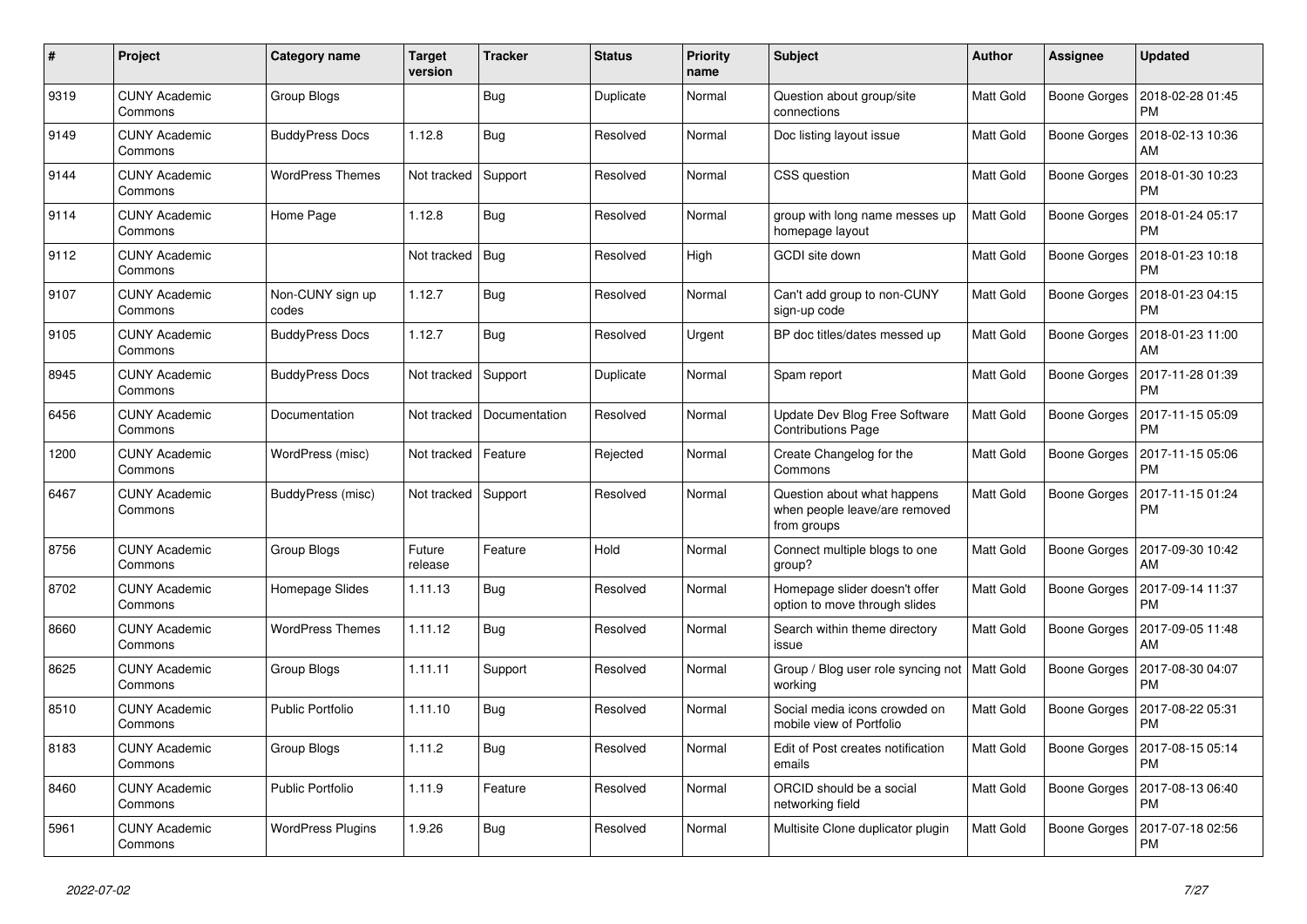| # | Project | Category name | Target version | Tracker | Status | Priority name | Subject | Author | Assignee | Updated |
|---|---|---|---|---|---|---|---|---|---|---|
| 9319 | CUNY Academic Commons | Group Blogs | | Bug | Duplicate | Normal | Question about group/site connections | Matt Gold | Boone Gorges | 2018-02-28 01:45 PM |
| 9149 | CUNY Academic Commons | BuddyPress Docs | 1.12.8 | Bug | Resolved | Normal | Doc listing layout issue | Matt Gold | Boone Gorges | 2018-02-13 10:36 AM |
| 9144 | CUNY Academic Commons | WordPress Themes | Not tracked | Support | Resolved | Normal | CSS question | Matt Gold | Boone Gorges | 2018-01-30 10:23 PM |
| 9114 | CUNY Academic Commons | Home Page | 1.12.8 | Bug | Resolved | Normal | group with long name messes up homepage layout | Matt Gold | Boone Gorges | 2018-01-24 05:17 PM |
| 9112 | CUNY Academic Commons | | Not tracked | Bug | Resolved | High | GCDI site down | Matt Gold | Boone Gorges | 2018-01-23 10:18 PM |
| 9107 | CUNY Academic Commons | Non-CUNY sign up codes | 1.12.7 | Bug | Resolved | Normal | Can't add group to non-CUNY sign-up code | Matt Gold | Boone Gorges | 2018-01-23 04:15 PM |
| 9105 | CUNY Academic Commons | BuddyPress Docs | 1.12.7 | Bug | Resolved | Urgent | BP doc titles/dates messed up | Matt Gold | Boone Gorges | 2018-01-23 11:00 AM |
| 8945 | CUNY Academic Commons | BuddyPress Docs | Not tracked | Support | Duplicate | Normal | Spam report | Matt Gold | Boone Gorges | 2017-11-28 01:39 PM |
| 6456 | CUNY Academic Commons | Documentation | Not tracked | Documentation | Resolved | Normal | Update Dev Blog Free Software Contributions Page | Matt Gold | Boone Gorges | 2017-11-15 05:09 PM |
| 1200 | CUNY Academic Commons | WordPress (misc) | Not tracked | Feature | Rejected | Normal | Create Changelog for the Commons | Matt Gold | Boone Gorges | 2017-11-15 05:06 PM |
| 6467 | CUNY Academic Commons | BuddyPress (misc) | Not tracked | Support | Resolved | Normal | Question about what happens when people leave/are removed from groups | Matt Gold | Boone Gorges | 2017-11-15 01:24 PM |
| 8756 | CUNY Academic Commons | Group Blogs | Future release | Feature | Hold | Normal | Connect multiple blogs to one group? | Matt Gold | Boone Gorges | 2017-09-30 10:42 AM |
| 8702 | CUNY Academic Commons | Homepage Slides | 1.11.13 | Bug | Resolved | Normal | Homepage slider doesn't offer option to move through slides | Matt Gold | Boone Gorges | 2017-09-14 11:37 PM |
| 8660 | CUNY Academic Commons | WordPress Themes | 1.11.12 | Bug | Resolved | Normal | Search within theme directory issue | Matt Gold | Boone Gorges | 2017-09-05 11:48 AM |
| 8625 | CUNY Academic Commons | Group Blogs | 1.11.11 | Support | Resolved | Normal | Group / Blog user role syncing not working | Matt Gold | Boone Gorges | 2017-08-30 04:07 PM |
| 8510 | CUNY Academic Commons | Public Portfolio | 1.11.10 | Bug | Resolved | Normal | Social media icons crowded on mobile view of Portfolio | Matt Gold | Boone Gorges | 2017-08-22 05:31 PM |
| 8183 | CUNY Academic Commons | Group Blogs | 1.11.2 | Bug | Resolved | Normal | Edit of Post creates notification emails | Matt Gold | Boone Gorges | 2017-08-15 05:14 PM |
| 8460 | CUNY Academic Commons | Public Portfolio | 1.11.9 | Feature | Resolved | Normal | ORCID should be a social networking field | Matt Gold | Boone Gorges | 2017-08-13 06:40 PM |
| 5961 | CUNY Academic Commons | WordPress Plugins | 1.9.26 | Bug | Resolved | Normal | Multisite Clone duplicator plugin | Matt Gold | Boone Gorges | 2017-07-18 02:56 PM |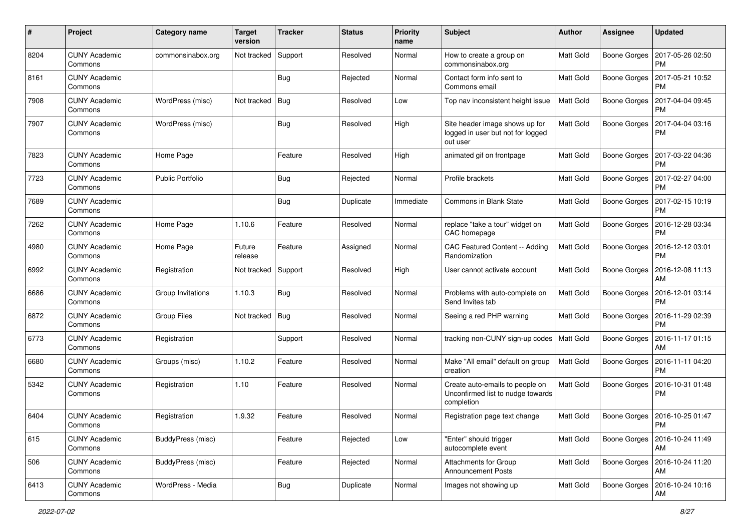| # | Project | Category name | Target version | Tracker | Status | Priority name | Subject | Author | Assignee | Updated |
|---|---|---|---|---|---|---|---|---|---|---|
| 8204 | CUNY Academic Commons | commonsinabox.org | Not tracked | Support | Resolved | Normal | How to create a group on commonsinabox.org | Matt Gold | Boone Gorges | 2017-05-26 02:50 PM |
| 8161 | CUNY Academic Commons | | | Bug | Rejected | Normal | Contact form info sent to Commons email | Matt Gold | Boone Gorges | 2017-05-21 10:52 PM |
| 7908 | CUNY Academic Commons | WordPress (misc) | Not tracked | Bug | Resolved | Low | Top nav inconsistent height issue | Matt Gold | Boone Gorges | 2017-04-04 09:45 PM |
| 7907 | CUNY Academic Commons | WordPress (misc) | | Bug | Resolved | High | Site header image shows up for logged in user but not for logged out user | Matt Gold | Boone Gorges | 2017-04-04 03:16 PM |
| 7823 | CUNY Academic Commons | Home Page | | Feature | Resolved | High | animated gif on frontpage | Matt Gold | Boone Gorges | 2017-03-22 04:36 PM |
| 7723 | CUNY Academic Commons | Public Portfolio | | Bug | Rejected | Normal | Profile brackets | Matt Gold | Boone Gorges | 2017-02-27 04:00 PM |
| 7689 | CUNY Academic Commons | | | Bug | Duplicate | Immediate | Commons in Blank State | Matt Gold | Boone Gorges | 2017-02-15 10:19 PM |
| 7262 | CUNY Academic Commons | Home Page | 1.10.6 | Feature | Resolved | Normal | replace "take a tour" widget on CAC homepage | Matt Gold | Boone Gorges | 2016-12-28 03:34 PM |
| 4980 | CUNY Academic Commons | Home Page | Future release | Feature | Assigned | Normal | CAC Featured Content -- Adding Randomization | Matt Gold | Boone Gorges | 2016-12-12 03:01 PM |
| 6992 | CUNY Academic Commons | Registration | Not tracked | Support | Resolved | High | User cannot activate account | Matt Gold | Boone Gorges | 2016-12-08 11:13 AM |
| 6686 | CUNY Academic Commons | Group Invitations | 1.10.3 | Bug | Resolved | Normal | Problems with auto-complete on Send Invites tab | Matt Gold | Boone Gorges | 2016-12-01 03:14 PM |
| 6872 | CUNY Academic Commons | Group Files | Not tracked | Bug | Resolved | Normal | Seeing a red PHP warning | Matt Gold | Boone Gorges | 2016-11-29 02:39 PM |
| 6773 | CUNY Academic Commons | Registration | | Support | Resolved | Normal | tracking non-CUNY sign-up codes | Matt Gold | Boone Gorges | 2016-11-17 01:15 AM |
| 6680 | CUNY Academic Commons | Groups (misc) | 1.10.2 | Feature | Resolved | Normal | Make "All email" default on group creation | Matt Gold | Boone Gorges | 2016-11-11 04:20 PM |
| 5342 | CUNY Academic Commons | Registration | 1.10 | Feature | Resolved | Normal | Create auto-emails to people on Unconfirmed list to nudge towards completion | Matt Gold | Boone Gorges | 2016-10-31 01:48 PM |
| 6404 | CUNY Academic Commons | Registration | 1.9.32 | Feature | Resolved | Normal | Registration page text change | Matt Gold | Boone Gorges | 2016-10-25 01:47 PM |
| 615 | CUNY Academic Commons | BuddyPress (misc) | | Feature | Rejected | Low | "Enter" should trigger autocomplete event | Matt Gold | Boone Gorges | 2016-10-24 11:49 AM |
| 506 | CUNY Academic Commons | BuddyPress (misc) | | Feature | Rejected | Normal | Attachments for Group Announcement Posts | Matt Gold | Boone Gorges | 2016-10-24 11:20 AM |
| 6413 | CUNY Academic Commons | WordPress - Media | | Bug | Duplicate | Normal | Images not showing up | Matt Gold | Boone Gorges | 2016-10-24 10:16 AM |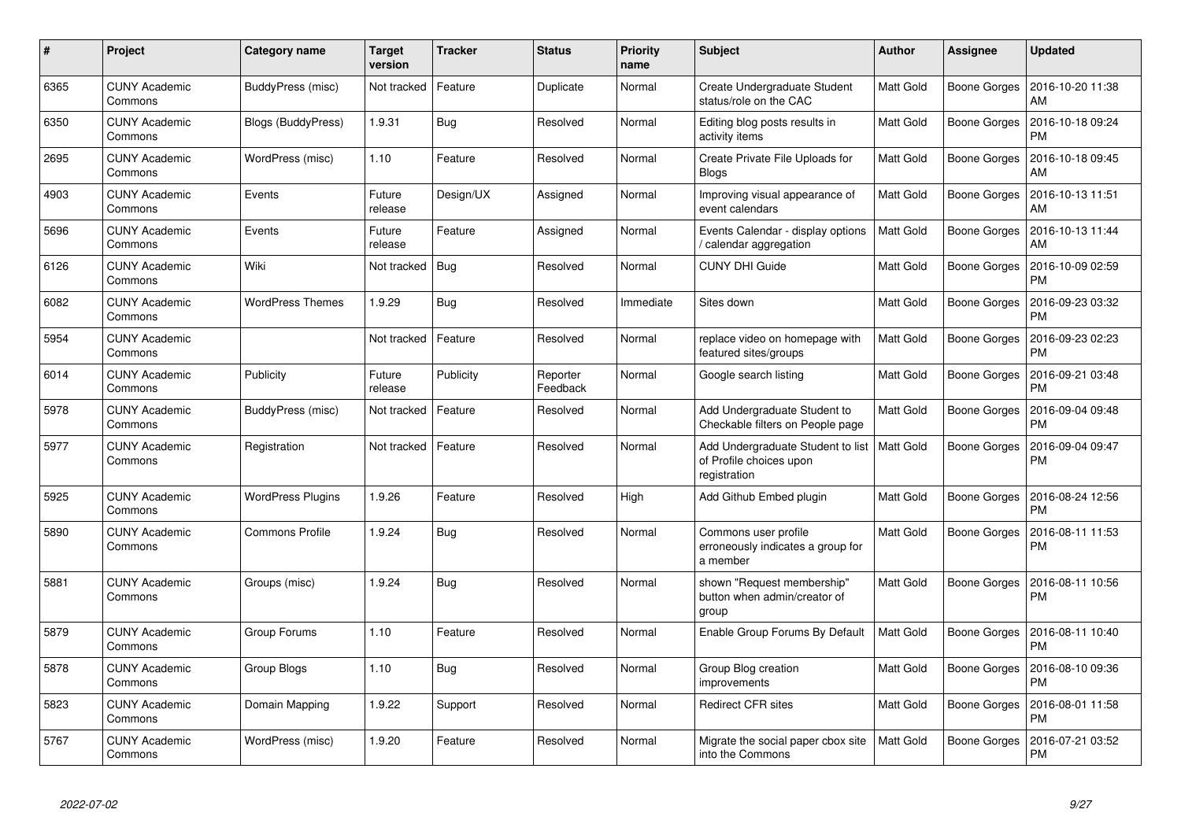| # | Project | Category name | Target version | Tracker | Status | Priority name | Subject | Author | Assignee | Updated |
|---|---|---|---|---|---|---|---|---|---|---|
| 6365 | CUNY Academic Commons | BuddyPress (misc) | Not tracked | Feature | Duplicate | Normal | Create Undergraduate Student status/role on the CAC | Matt Gold | Boone Gorges | 2016-10-20 11:38 AM |
| 6350 | CUNY Academic Commons | Blogs (BuddyPress) | 1.9.31 | Bug | Resolved | Normal | Editing blog posts results in activity items | Matt Gold | Boone Gorges | 2016-10-18 09:24 PM |
| 2695 | CUNY Academic Commons | WordPress (misc) | 1.10 | Feature | Resolved | Normal | Create Private File Uploads for Blogs | Matt Gold | Boone Gorges | 2016-10-18 09:45 AM |
| 4903 | CUNY Academic Commons | Events | Future release | Design/UX | Assigned | Normal | Improving visual appearance of event calendars | Matt Gold | Boone Gorges | 2016-10-13 11:51 AM |
| 5696 | CUNY Academic Commons | Events | Future release | Feature | Assigned | Normal | Events Calendar - display options / calendar aggregation | Matt Gold | Boone Gorges | 2016-10-13 11:44 AM |
| 6126 | CUNY Academic Commons | Wiki | Not tracked | Bug | Resolved | Normal | CUNY DHI Guide | Matt Gold | Boone Gorges | 2016-10-09 02:59 PM |
| 6082 | CUNY Academic Commons | WordPress Themes | 1.9.29 | Bug | Resolved | Immediate | Sites down | Matt Gold | Boone Gorges | 2016-09-23 03:32 PM |
| 5954 | CUNY Academic Commons | | Not tracked | Feature | Resolved | Normal | replace video on homepage with featured sites/groups | Matt Gold | Boone Gorges | 2016-09-23 02:23 PM |
| 6014 | CUNY Academic Commons | Publicity | Future release | Publicity | Reporter Feedback | Normal | Google search listing | Matt Gold | Boone Gorges | 2016-09-21 03:48 PM |
| 5978 | CUNY Academic Commons | BuddyPress (misc) | Not tracked | Feature | Resolved | Normal | Add Undergraduate Student to Checkable filters on People page | Matt Gold | Boone Gorges | 2016-09-04 09:48 PM |
| 5977 | CUNY Academic Commons | Registration | Not tracked | Feature | Resolved | Normal | Add Undergraduate Student to list of Profile choices upon registration | Matt Gold | Boone Gorges | 2016-09-04 09:47 PM |
| 5925 | CUNY Academic Commons | WordPress Plugins | 1.9.26 | Feature | Resolved | High | Add Github Embed plugin | Matt Gold | Boone Gorges | 2016-08-24 12:56 PM |
| 5890 | CUNY Academic Commons | Commons Profile | 1.9.24 | Bug | Resolved | Normal | Commons user profile erroneously indicates a group for a member | Matt Gold | Boone Gorges | 2016-08-11 11:53 PM |
| 5881 | CUNY Academic Commons | Groups (misc) | 1.9.24 | Bug | Resolved | Normal | shown "Request membership" button when admin/creator of group | Matt Gold | Boone Gorges | 2016-08-11 10:56 PM |
| 5879 | CUNY Academic Commons | Group Forums | 1.10 | Feature | Resolved | Normal | Enable Group Forums By Default | Matt Gold | Boone Gorges | 2016-08-11 10:40 PM |
| 5878 | CUNY Academic Commons | Group Blogs | 1.10 | Bug | Resolved | Normal | Group Blog creation improvements | Matt Gold | Boone Gorges | 2016-08-10 09:36 PM |
| 5823 | CUNY Academic Commons | Domain Mapping | 1.9.22 | Support | Resolved | Normal | Redirect CFR sites | Matt Gold | Boone Gorges | 2016-08-01 11:58 PM |
| 5767 | CUNY Academic Commons | WordPress (misc) | 1.9.20 | Feature | Resolved | Normal | Migrate the social paper cbox site into the Commons | Matt Gold | Boone Gorges | 2016-07-21 03:52 PM |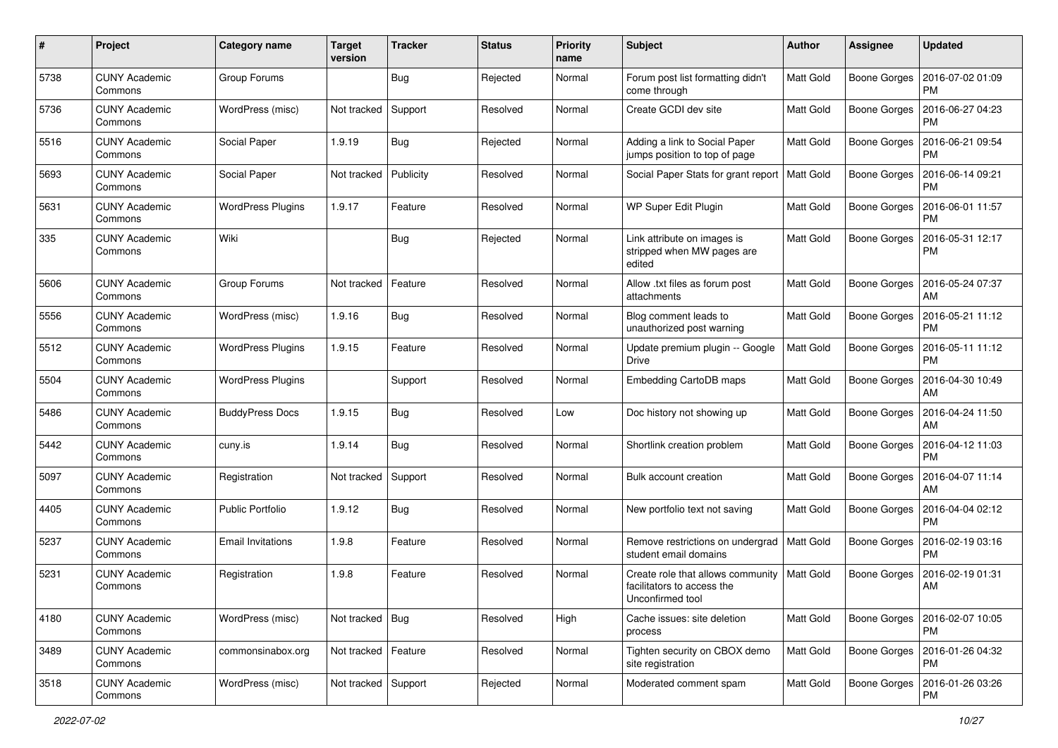| # | Project | Category name | Target version | Tracker | Status | Priority name | Subject | Author | Assignee | Updated |
|---|---|---|---|---|---|---|---|---|---|---|
| 5738 | CUNY Academic Commons | Group Forums | | Bug | Rejected | Normal | Forum post list formatting didn't come through | Matt Gold | Boone Gorges | 2016-07-02 01:09 PM |
| 5736 | CUNY Academic Commons | WordPress (misc) | Not tracked | Support | Resolved | Normal | Create GCDI dev site | Matt Gold | Boone Gorges | 2016-06-27 04:23 PM |
| 5516 | CUNY Academic Commons | Social Paper | 1.9.19 | Bug | Rejected | Normal | Adding a link to Social Paper jumps position to top of page | Matt Gold | Boone Gorges | 2016-06-21 09:54 PM |
| 5693 | CUNY Academic Commons | Social Paper | Not tracked | Publicity | Resolved | Normal | Social Paper Stats for grant report | Matt Gold | Boone Gorges | 2016-06-14 09:21 PM |
| 5631 | CUNY Academic Commons | WordPress Plugins | 1.9.17 | Feature | Resolved | Normal | WP Super Edit Plugin | Matt Gold | Boone Gorges | 2016-06-01 11:57 PM |
| 335 | CUNY Academic Commons | Wiki | | Bug | Rejected | Normal | Link attribute on images is stripped when MW pages are edited | Matt Gold | Boone Gorges | 2016-05-31 12:17 PM |
| 5606 | CUNY Academic Commons | Group Forums | Not tracked | Feature | Resolved | Normal | Allow .txt files as forum post attachments | Matt Gold | Boone Gorges | 2016-05-24 07:37 AM |
| 5556 | CUNY Academic Commons | WordPress (misc) | 1.9.16 | Bug | Resolved | Normal | Blog comment leads to unauthorized post warning | Matt Gold | Boone Gorges | 2016-05-21 11:12 PM |
| 5512 | CUNY Academic Commons | WordPress Plugins | 1.9.15 | Feature | Resolved | Normal | Update premium plugin -- Google Drive | Matt Gold | Boone Gorges | 2016-05-11 11:12 PM |
| 5504 | CUNY Academic Commons | WordPress Plugins | | Support | Resolved | Normal | Embedding CartoDB maps | Matt Gold | Boone Gorges | 2016-04-30 10:49 AM |
| 5486 | CUNY Academic Commons | BuddyPress Docs | 1.9.15 | Bug | Resolved | Low | Doc history not showing up | Matt Gold | Boone Gorges | 2016-04-24 11:50 AM |
| 5442 | CUNY Academic Commons | cuny.is | 1.9.14 | Bug | Resolved | Normal | Shortlink creation problem | Matt Gold | Boone Gorges | 2016-04-12 11:03 PM |
| 5097 | CUNY Academic Commons | Registration | Not tracked | Support | Resolved | Normal | Bulk account creation | Matt Gold | Boone Gorges | 2016-04-07 11:14 AM |
| 4405 | CUNY Academic Commons | Public Portfolio | 1.9.12 | Bug | Resolved | Normal | New portfolio text not saving | Matt Gold | Boone Gorges | 2016-04-04 02:12 PM |
| 5237 | CUNY Academic Commons | Email Invitations | 1.9.8 | Feature | Resolved | Normal | Remove restrictions on undergrad student email domains | Matt Gold | Boone Gorges | 2016-02-19 03:16 PM |
| 5231 | CUNY Academic Commons | Registration | 1.9.8 | Feature | Resolved | Normal | Create role that allows community facilitators to access the Unconfirmed tool | Matt Gold | Boone Gorges | 2016-02-19 01:31 AM |
| 4180 | CUNY Academic Commons | WordPress (misc) | Not tracked | Bug | Resolved | High | Cache issues: site deletion process | Matt Gold | Boone Gorges | 2016-02-07 10:05 PM |
| 3489 | CUNY Academic Commons | commonsinabox.org | Not tracked | Feature | Resolved | Normal | Tighten security on CBOX demo site registration | Matt Gold | Boone Gorges | 2016-01-26 04:32 PM |
| 3518 | CUNY Academic Commons | WordPress (misc) | Not tracked | Support | Rejected | Normal | Moderated comment spam | Matt Gold | Boone Gorges | 2016-01-26 03:26 PM |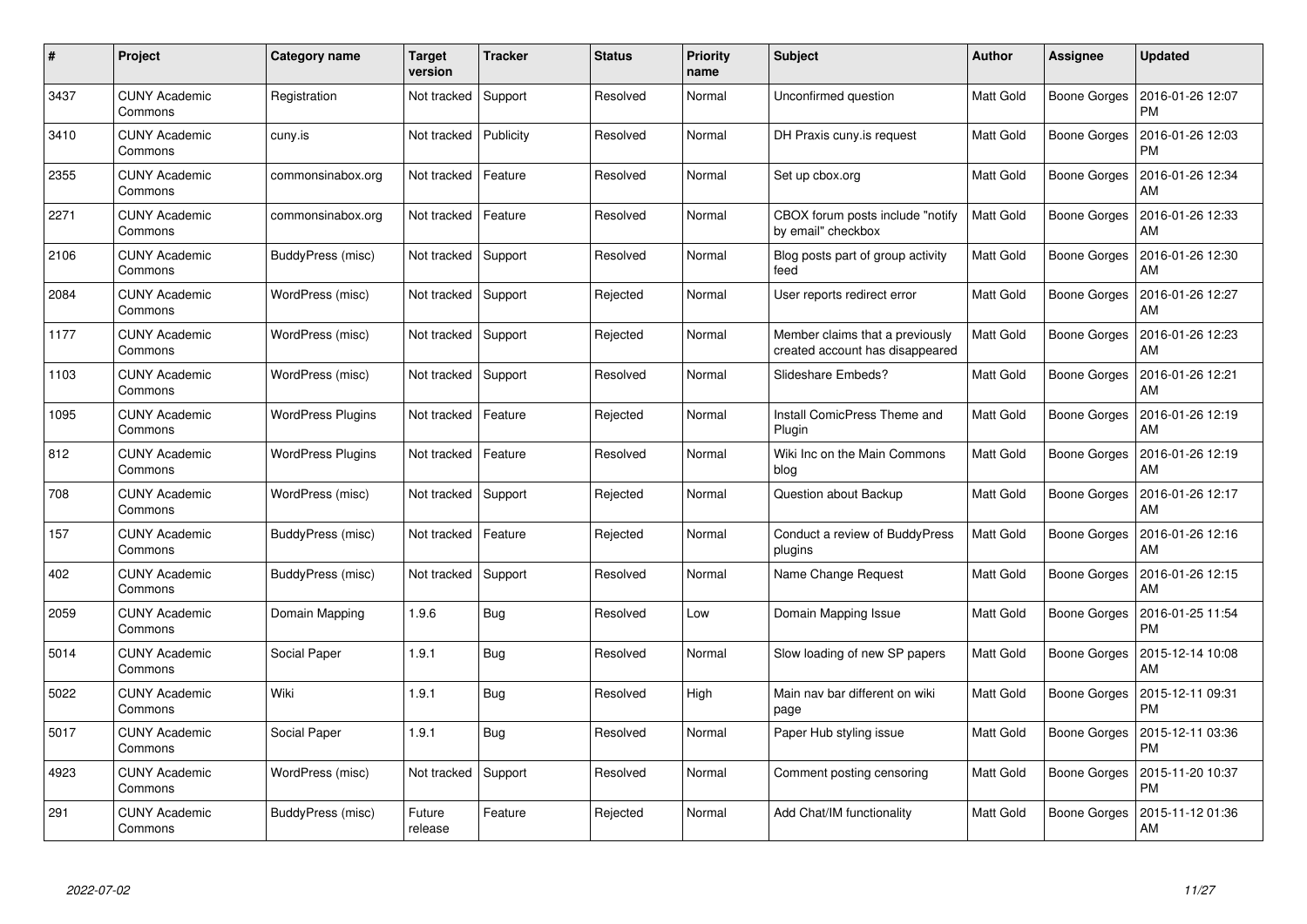| # | Project | Category name | Target version | Tracker | Status | Priority name | Subject | Author | Assignee | Updated |
|---|---|---|---|---|---|---|---|---|---|---|
| 3437 | CUNY Academic Commons | Registration | Not tracked | Support | Resolved | Normal | Unconfirmed question | Matt Gold | Boone Gorges | 2016-01-26 12:07 PM |
| 3410 | CUNY Academic Commons | cuny.is | Not tracked | Publicity | Resolved | Normal | DH Praxis cuny.is request | Matt Gold | Boone Gorges | 2016-01-26 12:03 PM |
| 2355 | CUNY Academic Commons | commonsinabox.org | Not tracked | Feature | Resolved | Normal | Set up cbox.org | Matt Gold | Boone Gorges | 2016-01-26 12:34 AM |
| 2271 | CUNY Academic Commons | commonsinabox.org | Not tracked | Feature | Resolved | Normal | CBOX forum posts include "notify by email" checkbox | Matt Gold | Boone Gorges | 2016-01-26 12:33 AM |
| 2106 | CUNY Academic Commons | BuddyPress (misc) | Not tracked | Support | Resolved | Normal | Blog posts part of group activity feed | Matt Gold | Boone Gorges | 2016-01-26 12:30 AM |
| 2084 | CUNY Academic Commons | WordPress (misc) | Not tracked | Support | Rejected | Normal | User reports redirect error | Matt Gold | Boone Gorges | 2016-01-26 12:27 AM |
| 1177 | CUNY Academic Commons | WordPress (misc) | Not tracked | Support | Rejected | Normal | Member claims that a previously created account has disappeared | Matt Gold | Boone Gorges | 2016-01-26 12:23 AM |
| 1103 | CUNY Academic Commons | WordPress (misc) | Not tracked | Support | Resolved | Normal | Slideshare Embeds? | Matt Gold | Boone Gorges | 2016-01-26 12:21 AM |
| 1095 | CUNY Academic Commons | WordPress Plugins | Not tracked | Feature | Rejected | Normal | Install ComicPress Theme and Plugin | Matt Gold | Boone Gorges | 2016-01-26 12:19 AM |
| 812 | CUNY Academic Commons | WordPress Plugins | Not tracked | Feature | Resolved | Normal | Wiki Inc on the Main Commons blog | Matt Gold | Boone Gorges | 2016-01-26 12:19 AM |
| 708 | CUNY Academic Commons | WordPress (misc) | Not tracked | Support | Rejected | Normal | Question about Backup | Matt Gold | Boone Gorges | 2016-01-26 12:17 AM |
| 157 | CUNY Academic Commons | BuddyPress (misc) | Not tracked | Feature | Rejected | Normal | Conduct a review of BuddyPress plugins | Matt Gold | Boone Gorges | 2016-01-26 12:16 AM |
| 402 | CUNY Academic Commons | BuddyPress (misc) | Not tracked | Support | Resolved | Normal | Name Change Request | Matt Gold | Boone Gorges | 2016-01-26 12:15 AM |
| 2059 | CUNY Academic Commons | Domain Mapping | 1.9.6 | Bug | Resolved | Low | Domain Mapping Issue | Matt Gold | Boone Gorges | 2016-01-25 11:54 PM |
| 5014 | CUNY Academic Commons | Social Paper | 1.9.1 | Bug | Resolved | Normal | Slow loading of new SP papers | Matt Gold | Boone Gorges | 2015-12-14 10:08 AM |
| 5022 | CUNY Academic Commons | Wiki | 1.9.1 | Bug | Resolved | High | Main nav bar different on wiki page | Matt Gold | Boone Gorges | 2015-12-11 09:31 PM |
| 5017 | CUNY Academic Commons | Social Paper | 1.9.1 | Bug | Resolved | Normal | Paper Hub styling issue | Matt Gold | Boone Gorges | 2015-12-11 03:36 PM |
| 4923 | CUNY Academic Commons | WordPress (misc) | Not tracked | Support | Resolved | Normal | Comment posting censoring | Matt Gold | Boone Gorges | 2015-11-20 10:37 PM |
| 291 | CUNY Academic Commons | BuddyPress (misc) | Future release | Feature | Rejected | Normal | Add Chat/IM functionality | Matt Gold | Boone Gorges | 2015-11-12 01:36 AM |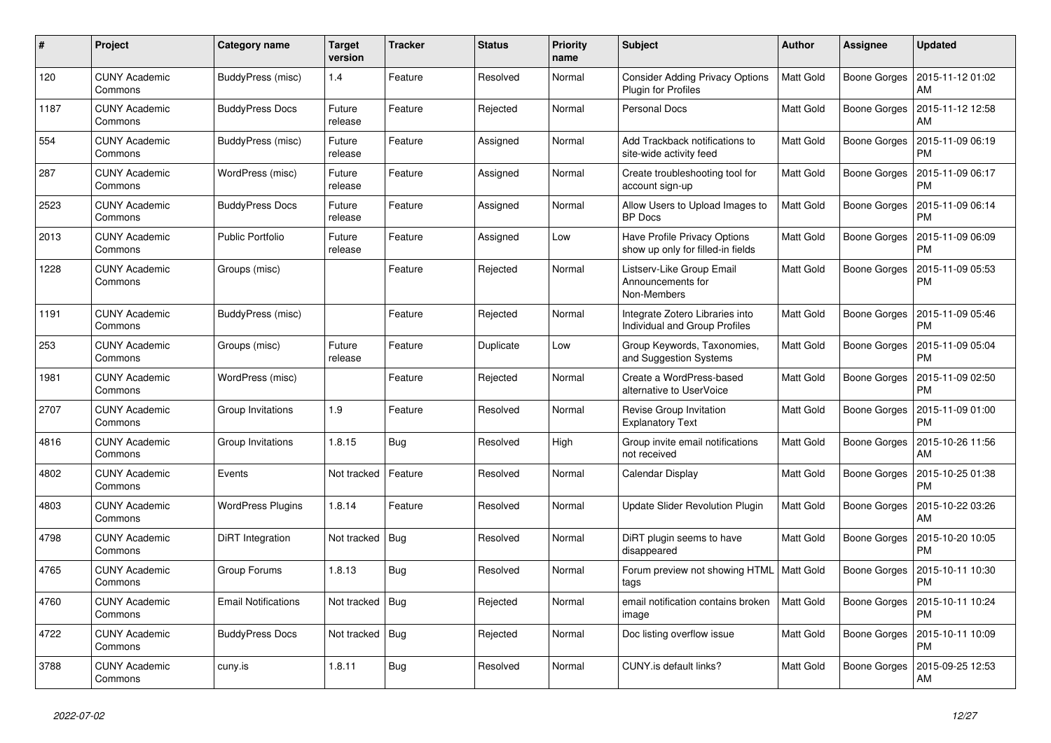| # | Project | Category name | Target version | Tracker | Status | Priority name | Subject | Author | Assignee | Updated |
|---|---|---|---|---|---|---|---|---|---|---|
| 120 | CUNY Academic Commons | BuddyPress (misc) | 1.4 | Feature | Resolved | Normal | Consider Adding Privacy Options Plugin for Profiles | Matt Gold | Boone Gorges | 2015-11-12 01:02 AM |
| 1187 | CUNY Academic Commons | BuddyPress Docs | Future release | Feature | Rejected | Normal | Personal Docs | Matt Gold | Boone Gorges | 2015-11-12 12:58 AM |
| 554 | CUNY Academic Commons | BuddyPress (misc) | Future release | Feature | Assigned | Normal | Add Trackback notifications to site-wide activity feed | Matt Gold | Boone Gorges | 2015-11-09 06:19 PM |
| 287 | CUNY Academic Commons | WordPress (misc) | Future release | Feature | Assigned | Normal | Create troubleshooting tool for account sign-up | Matt Gold | Boone Gorges | 2015-11-09 06:17 PM |
| 2523 | CUNY Academic Commons | BuddyPress Docs | Future release | Feature | Assigned | Normal | Allow Users to Upload Images to BP Docs | Matt Gold | Boone Gorges | 2015-11-09 06:14 PM |
| 2013 | CUNY Academic Commons | Public Portfolio | Future release | Feature | Assigned | Low | Have Profile Privacy Options show up only for filled-in fields | Matt Gold | Boone Gorges | 2015-11-09 06:09 PM |
| 1228 | CUNY Academic Commons | Groups (misc) | | Feature | Rejected | Normal | Listserv-Like Group Email Announcements for Non-Members | Matt Gold | Boone Gorges | 2015-11-09 05:53 PM |
| 1191 | CUNY Academic Commons | BuddyPress (misc) | | Feature | Rejected | Normal | Integrate Zotero Libraries into Individual and Group Profiles | Matt Gold | Boone Gorges | 2015-11-09 05:46 PM |
| 253 | CUNY Academic Commons | Groups (misc) | Future release | Feature | Duplicate | Low | Group Keywords, Taxonomies, and Suggestion Systems | Matt Gold | Boone Gorges | 2015-11-09 05:04 PM |
| 1981 | CUNY Academic Commons | WordPress (misc) | | Feature | Rejected | Normal | Create a WordPress-based alternative to UserVoice | Matt Gold | Boone Gorges | 2015-11-09 02:50 PM |
| 2707 | CUNY Academic Commons | Group Invitations | 1.9 | Feature | Resolved | Normal | Revise Group Invitation Explanatory Text | Matt Gold | Boone Gorges | 2015-11-09 01:00 PM |
| 4816 | CUNY Academic Commons | Group Invitations | 1.8.15 | Bug | Resolved | High | Group invite email notifications not received | Matt Gold | Boone Gorges | 2015-10-26 11:56 AM |
| 4802 | CUNY Academic Commons | Events | Not tracked | Feature | Resolved | Normal | Calendar Display | Matt Gold | Boone Gorges | 2015-10-25 01:38 PM |
| 4803 | CUNY Academic Commons | WordPress Plugins | 1.8.14 | Feature | Resolved | Normal | Update Slider Revolution Plugin | Matt Gold | Boone Gorges | 2015-10-22 03:26 AM |
| 4798 | CUNY Academic Commons | DiRT Integration | Not tracked | Bug | Resolved | Normal | DiRT plugin seems to have disappeared | Matt Gold | Boone Gorges | 2015-10-20 10:05 PM |
| 4765 | CUNY Academic Commons | Group Forums | 1.8.13 | Bug | Resolved | Normal | Forum preview not showing HTML tags | Matt Gold | Boone Gorges | 2015-10-11 10:30 PM |
| 4760 | CUNY Academic Commons | Email Notifications | Not tracked | Bug | Rejected | Normal | email notification contains broken image | Matt Gold | Boone Gorges | 2015-10-11 10:24 PM |
| 4722 | CUNY Academic Commons | BuddyPress Docs | Not tracked | Bug | Rejected | Normal | Doc listing overflow issue | Matt Gold | Boone Gorges | 2015-10-11 10:09 PM |
| 3788 | CUNY Academic Commons | cuny.is | 1.8.11 | Bug | Resolved | Normal | CUNY.is default links? | Matt Gold | Boone Gorges | 2015-09-25 12:53 AM |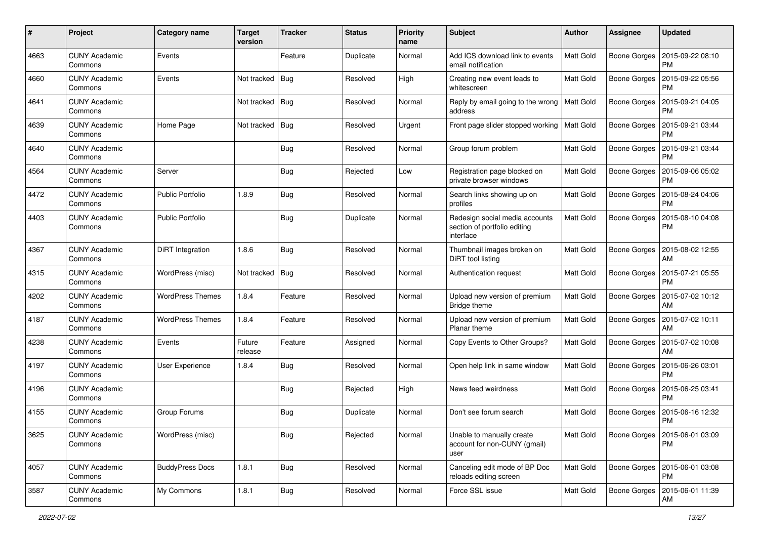| # | Project | Category name | Target version | Tracker | Status | Priority name | Subject | Author | Assignee | Updated |
|---|---|---|---|---|---|---|---|---|---|---|
| 4663 | CUNY Academic Commons | Events | | Feature | Duplicate | Normal | Add ICS download link to events email notification | Matt Gold | Boone Gorges | 2015-09-22 08:10 PM |
| 4660 | CUNY Academic Commons | Events | Not tracked | Bug | Resolved | High | Creating new event leads to whitescreen | Matt Gold | Boone Gorges | 2015-09-22 05:56 PM |
| 4641 | CUNY Academic Commons | | Not tracked | Bug | Resolved | Normal | Reply by email going to the wrong address | Matt Gold | Boone Gorges | 2015-09-21 04:05 PM |
| 4639 | CUNY Academic Commons | Home Page | Not tracked | Bug | Resolved | Urgent | Front page slider stopped working | Matt Gold | Boone Gorges | 2015-09-21 03:44 PM |
| 4640 | CUNY Academic Commons | | | Bug | Resolved | Normal | Group forum problem | Matt Gold | Boone Gorges | 2015-09-21 03:44 PM |
| 4564 | CUNY Academic Commons | Server | | Bug | Rejected | Low | Registration page blocked on private browser windows | Matt Gold | Boone Gorges | 2015-09-06 05:02 PM |
| 4472 | CUNY Academic Commons | Public Portfolio | 1.8.9 | Bug | Resolved | Normal | Search links showing up on profiles | Matt Gold | Boone Gorges | 2015-08-24 04:06 PM |
| 4403 | CUNY Academic Commons | Public Portfolio | | Bug | Duplicate | Normal | Redesign social media accounts section of portfolio editing interface | Matt Gold | Boone Gorges | 2015-08-10 04:08 PM |
| 4367 | CUNY Academic Commons | DiRT Integration | 1.8.6 | Bug | Resolved | Normal | Thumbnail images broken on DiRT tool listing | Matt Gold | Boone Gorges | 2015-08-02 12:55 AM |
| 4315 | CUNY Academic Commons | WordPress (misc) | Not tracked | Bug | Resolved | Normal | Authentication request | Matt Gold | Boone Gorges | 2015-07-21 05:55 PM |
| 4202 | CUNY Academic Commons | WordPress Themes | 1.8.4 | Feature | Resolved | Normal | Upload new version of premium Bridge theme | Matt Gold | Boone Gorges | 2015-07-02 10:12 AM |
| 4187 | CUNY Academic Commons | WordPress Themes | 1.8.4 | Feature | Resolved | Normal | Upload new version of premium Planar theme | Matt Gold | Boone Gorges | 2015-07-02 10:11 AM |
| 4238 | CUNY Academic Commons | Events | Future release | Feature | Assigned | Normal | Copy Events to Other Groups? | Matt Gold | Boone Gorges | 2015-07-02 10:08 AM |
| 4197 | CUNY Academic Commons | User Experience | 1.8.4 | Bug | Resolved | Normal | Open help link in same window | Matt Gold | Boone Gorges | 2015-06-26 03:01 PM |
| 4196 | CUNY Academic Commons | | | Bug | Rejected | High | News feed weirdness | Matt Gold | Boone Gorges | 2015-06-25 03:41 PM |
| 4155 | CUNY Academic Commons | Group Forums | | Bug | Duplicate | Normal | Don't see forum search | Matt Gold | Boone Gorges | 2015-06-16 12:32 PM |
| 3625 | CUNY Academic Commons | WordPress (misc) | | Bug | Rejected | Normal | Unable to manually create account for non-CUNY (gmail) user | Matt Gold | Boone Gorges | 2015-06-01 03:09 PM |
| 4057 | CUNY Academic Commons | BuddyPress Docs | 1.8.1 | Bug | Resolved | Normal | Canceling edit mode of BP Doc reloads editing screen | Matt Gold | Boone Gorges | 2015-06-01 03:08 PM |
| 3587 | CUNY Academic Commons | My Commons | 1.8.1 | Bug | Resolved | Normal | Force SSL issue | Matt Gold | Boone Gorges | 2015-06-01 11:39 AM |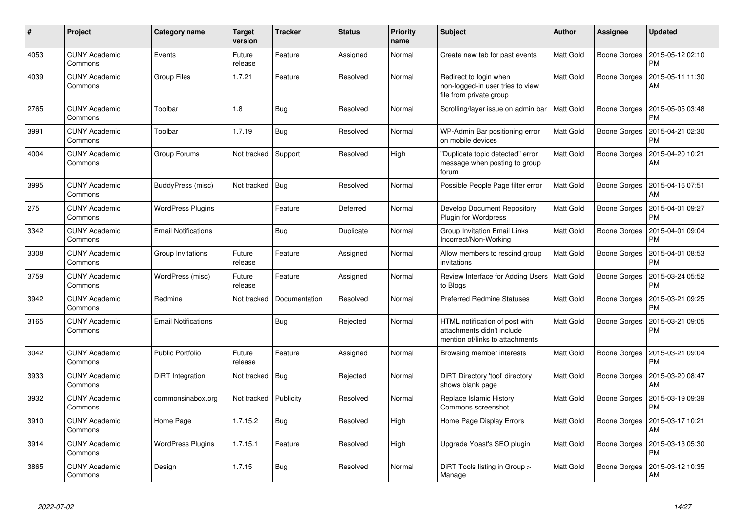| # | Project | Category name | Target version | Tracker | Status | Priority name | Subject | Author | Assignee | Updated |
|---|---|---|---|---|---|---|---|---|---|---|
| 4053 | CUNY Academic Commons | Events | Future release | Feature | Assigned | Normal | Create new tab for past events | Matt Gold | Boone Gorges | 2015-05-12 02:10 PM |
| 4039 | CUNY Academic Commons | Group Files | 1.7.21 | Feature | Resolved | Normal | Redirect to login when non-logged-in user tries to view file from private group | Matt Gold | Boone Gorges | 2015-05-11 11:30 AM |
| 2765 | CUNY Academic Commons | Toolbar | 1.8 | Bug | Resolved | Normal | Scrolling/layer issue on admin bar | Matt Gold | Boone Gorges | 2015-05-05 03:48 PM |
| 3991 | CUNY Academic Commons | Toolbar | 1.7.19 | Bug | Resolved | Normal | WP-Admin Bar positioning error on mobile devices | Matt Gold | Boone Gorges | 2015-04-21 02:30 PM |
| 4004 | CUNY Academic Commons | Group Forums | Not tracked | Support | Resolved | High | "Duplicate topic detected" error message when posting to group forum | Matt Gold | Boone Gorges | 2015-04-20 10:21 AM |
| 3995 | CUNY Academic Commons | BuddyPress (misc) | Not tracked | Bug | Resolved | Normal | Possible People Page filter error | Matt Gold | Boone Gorges | 2015-04-16 07:51 AM |
| 275 | CUNY Academic Commons | WordPress Plugins | | Feature | Deferred | Normal | Develop Document Repository Plugin for Wordpress | Matt Gold | Boone Gorges | 2015-04-01 09:27 PM |
| 3342 | CUNY Academic Commons | Email Notifications | | Bug | Duplicate | Normal | Group Invitation Email Links Incorrect/Non-Working | Matt Gold | Boone Gorges | 2015-04-01 09:04 PM |
| 3308 | CUNY Academic Commons | Group Invitations | Future release | Feature | Assigned | Normal | Allow members to rescind group invitations | Matt Gold | Boone Gorges | 2015-04-01 08:53 PM |
| 3759 | CUNY Academic Commons | WordPress (misc) | Future release | Feature | Assigned | Normal | Review Interface for Adding Users to Blogs | Matt Gold | Boone Gorges | 2015-03-24 05:52 PM |
| 3942 | CUNY Academic Commons | Redmine | Not tracked | Documentation | Resolved | Normal | Preferred Redmine Statuses | Matt Gold | Boone Gorges | 2015-03-21 09:25 PM |
| 3165 | CUNY Academic Commons | Email Notifications | | Bug | Rejected | Normal | HTML notification of post with attachments didn't include mention of/links to attachments | Matt Gold | Boone Gorges | 2015-03-21 09:05 PM |
| 3042 | CUNY Academic Commons | Public Portfolio | Future release | Feature | Assigned | Normal | Browsing member interests | Matt Gold | Boone Gorges | 2015-03-21 09:04 PM |
| 3933 | CUNY Academic Commons | DiRT Integration | Not tracked | Bug | Rejected | Normal | DiRT Directory 'tool' directory shows blank page | Matt Gold | Boone Gorges | 2015-03-20 08:47 AM |
| 3932 | CUNY Academic Commons | commonsinabox.org | Not tracked | Publicity | Resolved | Normal | Replace Islamic History Commons screenshot | Matt Gold | Boone Gorges | 2015-03-19 09:39 PM |
| 3910 | CUNY Academic Commons | Home Page | 1.7.15.2 | Bug | Resolved | High | Home Page Display Errors | Matt Gold | Boone Gorges | 2015-03-17 10:21 AM |
| 3914 | CUNY Academic Commons | WordPress Plugins | 1.7.15.1 | Feature | Resolved | High | Upgrade Yoast's SEO plugin | Matt Gold | Boone Gorges | 2015-03-13 05:30 PM |
| 3865 | CUNY Academic Commons | Design | 1.7.15 | Bug | Resolved | Normal | DiRT Tools listing in Group > Manage | Matt Gold | Boone Gorges | 2015-03-12 10:35 AM |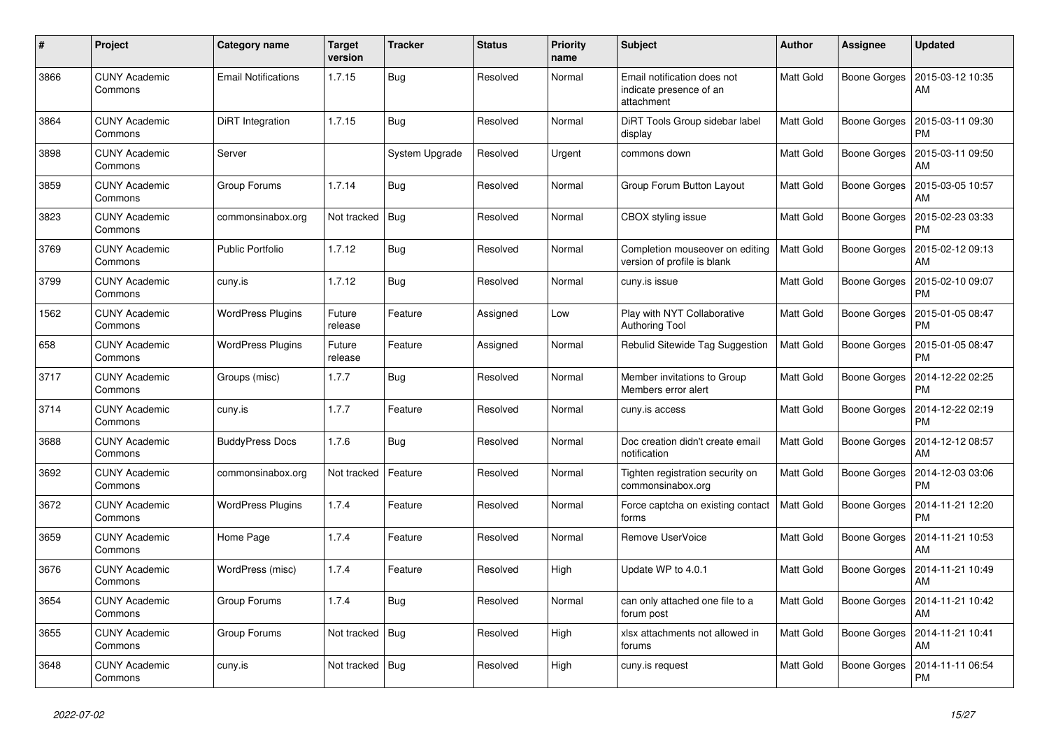| # | Project | Category name | Target version | Tracker | Status | Priority name | Subject | Author | Assignee | Updated |
|---|---|---|---|---|---|---|---|---|---|---|
| 3866 | CUNY Academic Commons | Email Notifications | 1.7.15 | Bug | Resolved | Normal | Email notification does not indicate presence of an attachment | Matt Gold | Boone Gorges | 2015-03-12 10:35 AM |
| 3864 | CUNY Academic Commons | DiRT Integration | 1.7.15 | Bug | Resolved | Normal | DiRT Tools Group sidebar label display | Matt Gold | Boone Gorges | 2015-03-11 09:30 PM |
| 3898 | CUNY Academic Commons | Server | | System Upgrade | Resolved | Urgent | commons down | Matt Gold | Boone Gorges | 2015-03-11 09:50 AM |
| 3859 | CUNY Academic Commons | Group Forums | 1.7.14 | Bug | Resolved | Normal | Group Forum Button Layout | Matt Gold | Boone Gorges | 2015-03-05 10:57 AM |
| 3823 | CUNY Academic Commons | commonsinabox.org | Not tracked | Bug | Resolved | Normal | CBOX styling issue | Matt Gold | Boone Gorges | 2015-02-23 03:33 PM |
| 3769 | CUNY Academic Commons | Public Portfolio | 1.7.12 | Bug | Resolved | Normal | Completion mouseover on editing version of profile is blank | Matt Gold | Boone Gorges | 2015-02-12 09:13 AM |
| 3799 | CUNY Academic Commons | cuny.is | 1.7.12 | Bug | Resolved | Normal | cuny.is issue | Matt Gold | Boone Gorges | 2015-02-10 09:07 PM |
| 1562 | CUNY Academic Commons | WordPress Plugins | Future release | Feature | Assigned | Low | Play with NYT Collaborative Authoring Tool | Matt Gold | Boone Gorges | 2015-01-05 08:47 PM |
| 658 | CUNY Academic Commons | WordPress Plugins | Future release | Feature | Assigned | Normal | Rebulid Sitewide Tag Suggestion | Matt Gold | Boone Gorges | 2015-01-05 08:47 PM |
| 3717 | CUNY Academic Commons | Groups (misc) | 1.7.7 | Bug | Resolved | Normal | Member invitations to Group Members error alert | Matt Gold | Boone Gorges | 2014-12-22 02:25 PM |
| 3714 | CUNY Academic Commons | cuny.is | 1.7.7 | Feature | Resolved | Normal | cuny.is access | Matt Gold | Boone Gorges | 2014-12-22 02:19 PM |
| 3688 | CUNY Academic Commons | BuddyPress Docs | 1.7.6 | Bug | Resolved | Normal | Doc creation didn't create email notification | Matt Gold | Boone Gorges | 2014-12-12 08:57 AM |
| 3692 | CUNY Academic Commons | commonsinabox.org | Not tracked | Feature | Resolved | Normal | Tighten registration security on commonsinabox.org | Matt Gold | Boone Gorges | 2014-12-03 03:06 PM |
| 3672 | CUNY Academic Commons | WordPress Plugins | 1.7.4 | Feature | Resolved | Normal | Force captcha on existing contact forms | Matt Gold | Boone Gorges | 2014-11-21 12:20 PM |
| 3659 | CUNY Academic Commons | Home Page | 1.7.4 | Feature | Resolved | Normal | Remove UserVoice | Matt Gold | Boone Gorges | 2014-11-21 10:53 AM |
| 3676 | CUNY Academic Commons | WordPress (misc) | 1.7.4 | Feature | Resolved | High | Update WP to 4.0.1 | Matt Gold | Boone Gorges | 2014-11-21 10:49 AM |
| 3654 | CUNY Academic Commons | Group Forums | 1.7.4 | Bug | Resolved | Normal | can only attached one file to a forum post | Matt Gold | Boone Gorges | 2014-11-21 10:42 AM |
| 3655 | CUNY Academic Commons | Group Forums | Not tracked | Bug | Resolved | High | xlsx attachments not allowed in forums | Matt Gold | Boone Gorges | 2014-11-21 10:41 AM |
| 3648 | CUNY Academic Commons | cuny.is | Not tracked | Bug | Resolved | High | cuny.is request | Matt Gold | Boone Gorges | 2014-11-11 06:54 PM |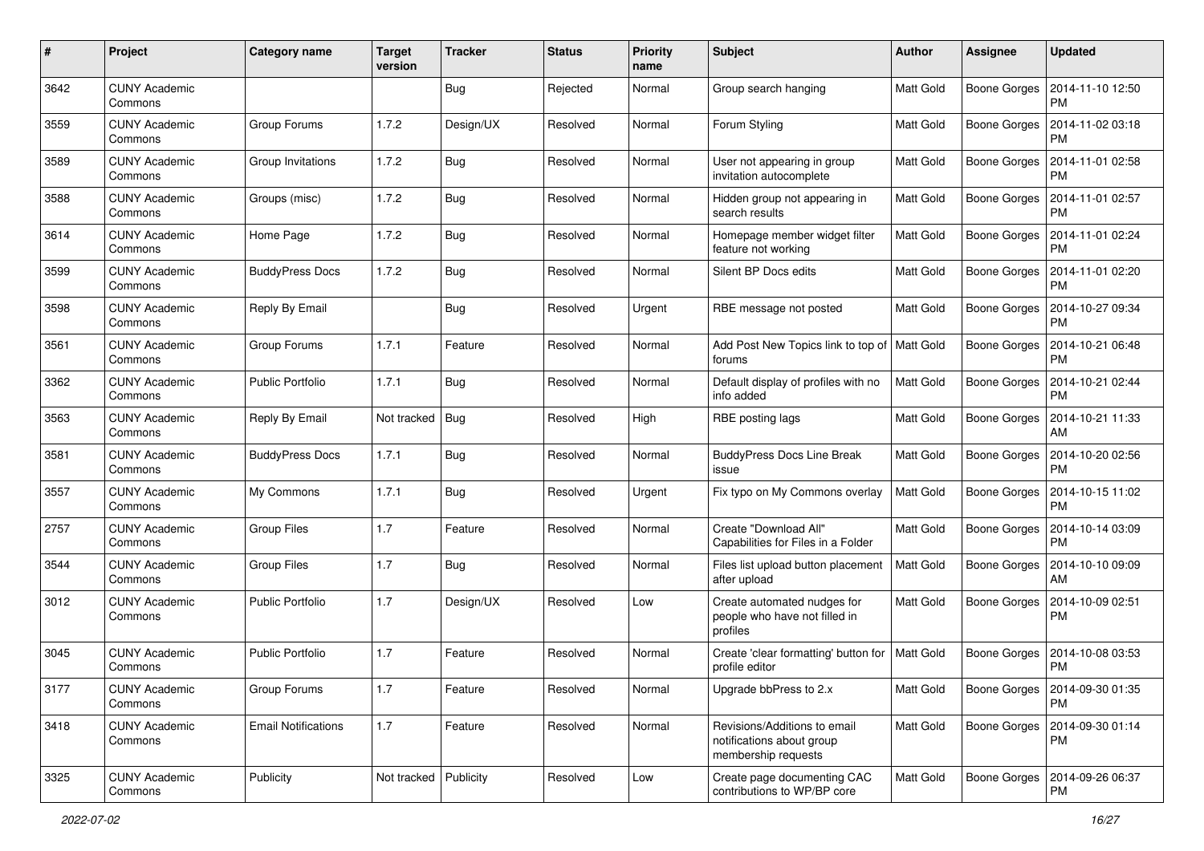| # | Project | Category name | Target version | Tracker | Status | Priority name | Subject | Author | Assignee | Updated |
|---|---|---|---|---|---|---|---|---|---|---|
| 3642 | CUNY Academic Commons | | | Bug | Rejected | Normal | Group search hanging | Matt Gold | Boone Gorges | 2014-11-10 12:50 PM |
| 3559 | CUNY Academic Commons | Group Forums | 1.7.2 | Design/UX | Resolved | Normal | Forum Styling | Matt Gold | Boone Gorges | 2014-11-02 03:18 PM |
| 3589 | CUNY Academic Commons | Group Invitations | 1.7.2 | Bug | Resolved | Normal | User not appearing in group invitation autocomplete | Matt Gold | Boone Gorges | 2014-11-01 02:58 PM |
| 3588 | CUNY Academic Commons | Groups (misc) | 1.7.2 | Bug | Resolved | Normal | Hidden group not appearing in search results | Matt Gold | Boone Gorges | 2014-11-01 02:57 PM |
| 3614 | CUNY Academic Commons | Home Page | 1.7.2 | Bug | Resolved | Normal | Homepage member widget filter feature not working | Matt Gold | Boone Gorges | 2014-11-01 02:24 PM |
| 3599 | CUNY Academic Commons | BuddyPress Docs | 1.7.2 | Bug | Resolved | Normal | Silent BP Docs edits | Matt Gold | Boone Gorges | 2014-11-01 02:20 PM |
| 3598 | CUNY Academic Commons | Reply By Email | | Bug | Resolved | Urgent | RBE message not posted | Matt Gold | Boone Gorges | 2014-10-27 09:34 PM |
| 3561 | CUNY Academic Commons | Group Forums | 1.7.1 | Feature | Resolved | Normal | Add Post New Topics link to top of forums | Matt Gold | Boone Gorges | 2014-10-21 06:48 PM |
| 3362 | CUNY Academic Commons | Public Portfolio | 1.7.1 | Bug | Resolved | Normal | Default display of profiles with no info added | Matt Gold | Boone Gorges | 2014-10-21 02:44 PM |
| 3563 | CUNY Academic Commons | Reply By Email | Not tracked | Bug | Resolved | High | RBE posting lags | Matt Gold | Boone Gorges | 2014-10-21 11:33 AM |
| 3581 | CUNY Academic Commons | BuddyPress Docs | 1.7.1 | Bug | Resolved | Normal | BuddyPress Docs Line Break issue | Matt Gold | Boone Gorges | 2014-10-20 02:56 PM |
| 3557 | CUNY Academic Commons | My Commons | 1.7.1 | Bug | Resolved | Urgent | Fix typo on My Commons overlay | Matt Gold | Boone Gorges | 2014-10-15 11:02 PM |
| 2757 | CUNY Academic Commons | Group Files | 1.7 | Feature | Resolved | Normal | Create "Download All" Capabilities for Files in a Folder | Matt Gold | Boone Gorges | 2014-10-14 03:09 PM |
| 3544 | CUNY Academic Commons | Group Files | 1.7 | Bug | Resolved | Normal | Files list upload button placement after upload | Matt Gold | Boone Gorges | 2014-10-10 09:09 AM |
| 3012 | CUNY Academic Commons | Public Portfolio | 1.7 | Design/UX | Resolved | Low | Create automated nudges for people who have not filled in profiles | Matt Gold | Boone Gorges | 2014-10-09 02:51 PM |
| 3045 | CUNY Academic Commons | Public Portfolio | 1.7 | Feature | Resolved | Normal | Create 'clear formatting' button for profile editor | Matt Gold | Boone Gorges | 2014-10-08 03:53 PM |
| 3177 | CUNY Academic Commons | Group Forums | 1.7 | Feature | Resolved | Normal | Upgrade bbPress to 2.x | Matt Gold | Boone Gorges | 2014-09-30 01:35 PM |
| 3418 | CUNY Academic Commons | Email Notifications | 1.7 | Feature | Resolved | Normal | Revisions/Additions to email notifications about group membership requests | Matt Gold | Boone Gorges | 2014-09-30 01:14 PM |
| 3325 | CUNY Academic Commons | Publicity | Not tracked | Publicity | Resolved | Low | Create page documenting CAC contributions to WP/BP core | Matt Gold | Boone Gorges | 2014-09-26 06:37 PM |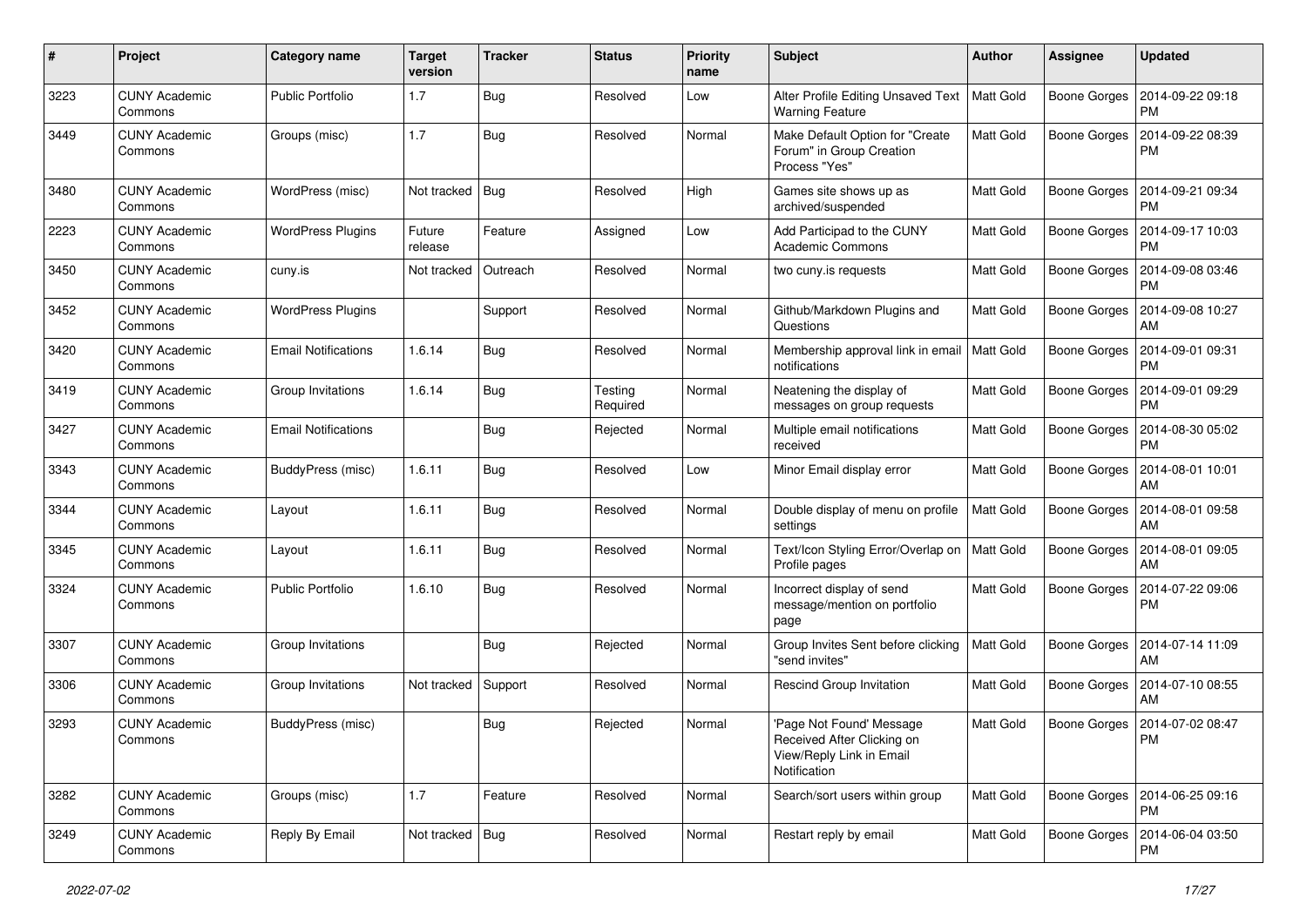| # | Project | Category name | Target version | Tracker | Status | Priority name | Subject | Author | Assignee | Updated |
|---|---|---|---|---|---|---|---|---|---|---|
| 3223 | CUNY Academic Commons | Public Portfolio | 1.7 | Bug | Resolved | Low | Alter Profile Editing Unsaved Text Warning Feature | Matt Gold | Boone Gorges | 2014-09-22 09:18 PM |
| 3449 | CUNY Academic Commons | Groups (misc) | 1.7 | Bug | Resolved | Normal | Make Default Option for "Create Forum" in Group Creation Process "Yes" | Matt Gold | Boone Gorges | 2014-09-22 08:39 PM |
| 3480 | CUNY Academic Commons | WordPress (misc) | Not tracked | Bug | Resolved | High | Games site shows up as archived/suspended | Matt Gold | Boone Gorges | 2014-09-21 09:34 PM |
| 2223 | CUNY Academic Commons | WordPress Plugins | Future release | Feature | Assigned | Low | Add Participad to the CUNY Academic Commons | Matt Gold | Boone Gorges | 2014-09-17 10:03 PM |
| 3450 | CUNY Academic Commons | cuny.is | Not tracked | Outreach | Resolved | Normal | two cuny.is requests | Matt Gold | Boone Gorges | 2014-09-08 03:46 PM |
| 3452 | CUNY Academic Commons | WordPress Plugins | | Support | Resolved | Normal | Github/Markdown Plugins and Questions | Matt Gold | Boone Gorges | 2014-09-08 10:27 AM |
| 3420 | CUNY Academic Commons | Email Notifications | 1.6.14 | Bug | Resolved | Normal | Membership approval link in email notifications | Matt Gold | Boone Gorges | 2014-09-01 09:31 PM |
| 3419 | CUNY Academic Commons | Group Invitations | 1.6.14 | Bug | Testing Required | Normal | Neatening the display of messages on group requests | Matt Gold | Boone Gorges | 2014-09-01 09:29 PM |
| 3427 | CUNY Academic Commons | Email Notifications | | Bug | Rejected | Normal | Multiple email notifications received | Matt Gold | Boone Gorges | 2014-08-30 05:02 PM |
| 3343 | CUNY Academic Commons | BuddyPress (misc) | 1.6.11 | Bug | Resolved | Low | Minor Email display error | Matt Gold | Boone Gorges | 2014-08-01 10:01 AM |
| 3344 | CUNY Academic Commons | Layout | 1.6.11 | Bug | Resolved | Normal | Double display of menu on profile settings | Matt Gold | Boone Gorges | 2014-08-01 09:58 AM |
| 3345 | CUNY Academic Commons | Layout | 1.6.11 | Bug | Resolved | Normal | Text/Icon Styling Error/Overlap on Profile pages | Matt Gold | Boone Gorges | 2014-08-01 09:05 AM |
| 3324 | CUNY Academic Commons | Public Portfolio | 1.6.10 | Bug | Resolved | Normal | Incorrect display of send message/mention on portfolio page | Matt Gold | Boone Gorges | 2014-07-22 09:06 PM |
| 3307 | CUNY Academic Commons | Group Invitations | | Bug | Rejected | Normal | Group Invites Sent before clicking "send invites" | Matt Gold | Boone Gorges | 2014-07-14 11:09 AM |
| 3306 | CUNY Academic Commons | Group Invitations | Not tracked | Support | Resolved | Normal | Rescind Group Invitation | Matt Gold | Boone Gorges | 2014-07-10 08:55 AM |
| 3293 | CUNY Academic Commons | BuddyPress (misc) | | Bug | Rejected | Normal | 'Page Not Found' Message Received After Clicking on View/Reply Link in Email Notification | Matt Gold | Boone Gorges | 2014-07-02 08:47 PM |
| 3282 | CUNY Academic Commons | Groups (misc) | 1.7 | Feature | Resolved | Normal | Search/sort users within group | Matt Gold | Boone Gorges | 2014-06-25 09:16 PM |
| 3249 | CUNY Academic Commons | Reply By Email | Not tracked | Bug | Resolved | Normal | Restart reply by email | Matt Gold | Boone Gorges | 2014-06-04 03:50 PM |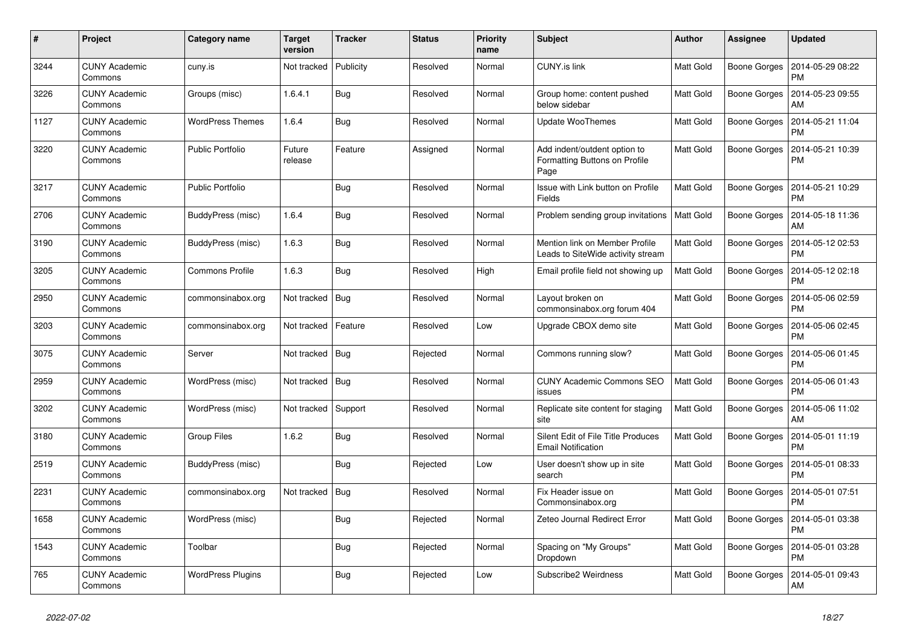| # | Project | Category name | Target version | Tracker | Status | Priority name | Subject | Author | Assignee | Updated |
|---|---|---|---|---|---|---|---|---|---|---|
| 3244 | CUNY Academic Commons | cuny.is | Not tracked | Publicity | Resolved | Normal | CUNY.is link | Matt Gold | Boone Gorges | 2014-05-29 08:22 PM |
| 3226 | CUNY Academic Commons | Groups (misc) | 1.6.4.1 | Bug | Resolved | Normal | Group home: content pushed below sidebar | Matt Gold | Boone Gorges | 2014-05-23 09:55 AM |
| 1127 | CUNY Academic Commons | WordPress Themes | 1.6.4 | Bug | Resolved | Normal | Update WooThemes | Matt Gold | Boone Gorges | 2014-05-21 11:04 PM |
| 3220 | CUNY Academic Commons | Public Portfolio | Future release | Feature | Assigned | Normal | Add indent/outdent option to Formatting Buttons on Profile Page | Matt Gold | Boone Gorges | 2014-05-21 10:39 PM |
| 3217 | CUNY Academic Commons | Public Portfolio | | Bug | Resolved | Normal | Issue with Link button on Profile Fields | Matt Gold | Boone Gorges | 2014-05-21 10:29 PM |
| 2706 | CUNY Academic Commons | BuddyPress (misc) | 1.6.4 | Bug | Resolved | Normal | Problem sending group invitations | Matt Gold | Boone Gorges | 2014-05-18 11:36 AM |
| 3190 | CUNY Academic Commons | BuddyPress (misc) | 1.6.3 | Bug | Resolved | Normal | Mention link on Member Profile Leads to SiteWide activity stream | Matt Gold | Boone Gorges | 2014-05-12 02:53 PM |
| 3205 | CUNY Academic Commons | Commons Profile | 1.6.3 | Bug | Resolved | High | Email profile field not showing up | Matt Gold | Boone Gorges | 2014-05-12 02:18 PM |
| 2950 | CUNY Academic Commons | commonsinabox.org | Not tracked | Bug | Resolved | Normal | Layout broken on commonsinabox.org forum 404 | Matt Gold | Boone Gorges | 2014-05-06 02:59 PM |
| 3203 | CUNY Academic Commons | commonsinabox.org | Not tracked | Feature | Resolved | Low | Upgrade CBOX demo site | Matt Gold | Boone Gorges | 2014-05-06 02:45 PM |
| 3075 | CUNY Academic Commons | Server | Not tracked | Bug | Rejected | Normal | Commons running slow? | Matt Gold | Boone Gorges | 2014-05-06 01:45 PM |
| 2959 | CUNY Academic Commons | WordPress (misc) | Not tracked | Bug | Resolved | Normal | CUNY Academic Commons SEO issues | Matt Gold | Boone Gorges | 2014-05-06 01:43 PM |
| 3202 | CUNY Academic Commons | WordPress (misc) | Not tracked | Support | Resolved | Normal | Replicate site content for staging site | Matt Gold | Boone Gorges | 2014-05-06 11:02 AM |
| 3180 | CUNY Academic Commons | Group Files | 1.6.2 | Bug | Resolved | Normal | Silent Edit of File Title Produces Email Notification | Matt Gold | Boone Gorges | 2014-05-01 11:19 PM |
| 2519 | CUNY Academic Commons | BuddyPress (misc) | | Bug | Rejected | Low | User doesn't show up in site search | Matt Gold | Boone Gorges | 2014-05-01 08:33 PM |
| 2231 | CUNY Academic Commons | commonsinabox.org | Not tracked | Bug | Resolved | Normal | Fix Header issue on Commonsinabox.org | Matt Gold | Boone Gorges | 2014-05-01 07:51 PM |
| 1658 | CUNY Academic Commons | WordPress (misc) | | Bug | Rejected | Normal | Zeteo Journal Redirect Error | Matt Gold | Boone Gorges | 2014-05-01 03:38 PM |
| 1543 | CUNY Academic Commons | Toolbar | | Bug | Rejected | Normal | Spacing on "My Groups" Dropdown | Matt Gold | Boone Gorges | 2014-05-01 03:28 PM |
| 765 | CUNY Academic Commons | WordPress Plugins | | Bug | Rejected | Low | Subscribe2 Weirdness | Matt Gold | Boone Gorges | 2014-05-01 09:43 AM |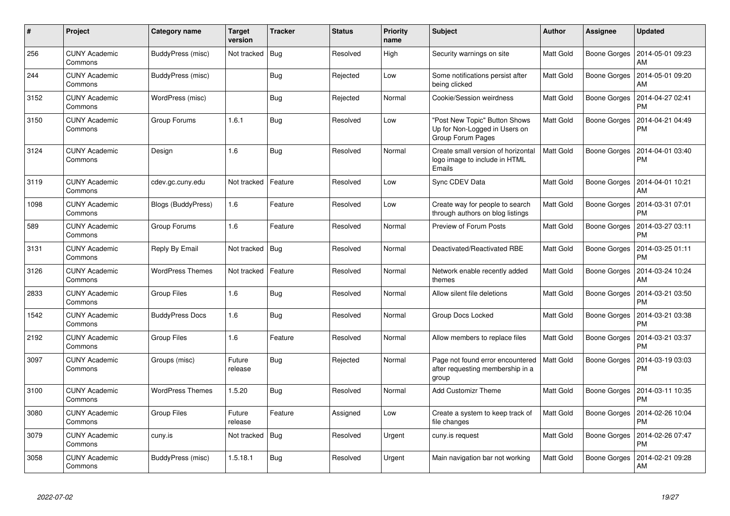| # | Project | Category name | Target version | Tracker | Status | Priority name | Subject | Author | Assignee | Updated |
|---|---|---|---|---|---|---|---|---|---|---|
| 256 | CUNY Academic Commons | BuddyPress (misc) | Not tracked | Bug | Resolved | High | Security warnings on site | Matt Gold | Boone Gorges | 2014-05-01 09:23 AM |
| 244 | CUNY Academic Commons | BuddyPress (misc) | | Bug | Rejected | Low | Some notifications persist after being clicked | Matt Gold | Boone Gorges | 2014-05-01 09:20 AM |
| 3152 | CUNY Academic Commons | WordPress (misc) | | Bug | Rejected | Normal | Cookie/Session weirdness | Matt Gold | Boone Gorges | 2014-04-27 02:41 PM |
| 3150 | CUNY Academic Commons | Group Forums | 1.6.1 | Bug | Resolved | Low | "Post New Topic" Button Shows Up for Non-Logged in Users on Group Forum Pages | Matt Gold | Boone Gorges | 2014-04-21 04:49 PM |
| 3124 | CUNY Academic Commons | Design | 1.6 | Bug | Resolved | Normal | Create small version of horizontal logo image to include in HTML Emails | Matt Gold | Boone Gorges | 2014-04-01 03:40 PM |
| 3119 | CUNY Academic Commons | cdev.gc.cuny.edu | Not tracked | Feature | Resolved | Low | Sync CDEV Data | Matt Gold | Boone Gorges | 2014-04-01 10:21 AM |
| 1098 | CUNY Academic Commons | Blogs (BuddyPress) | 1.6 | Feature | Resolved | Low | Create way for people to search through authors on blog listings | Matt Gold | Boone Gorges | 2014-03-31 07:01 PM |
| 589 | CUNY Academic Commons | Group Forums | 1.6 | Feature | Resolved | Normal | Preview of Forum Posts | Matt Gold | Boone Gorges | 2014-03-27 03:11 PM |
| 3131 | CUNY Academic Commons | Reply By Email | Not tracked | Bug | Resolved | Normal | Deactivated/Reactivated RBE | Matt Gold | Boone Gorges | 2014-03-25 01:11 PM |
| 3126 | CUNY Academic Commons | WordPress Themes | Not tracked | Feature | Resolved | Normal | Network enable recently added themes | Matt Gold | Boone Gorges | 2014-03-24 10:24 AM |
| 2833 | CUNY Academic Commons | Group Files | 1.6 | Bug | Resolved | Normal | Allow silent file deletions | Matt Gold | Boone Gorges | 2014-03-21 03:50 PM |
| 1542 | CUNY Academic Commons | BuddyPress Docs | 1.6 | Bug | Resolved | Normal | Group Docs Locked | Matt Gold | Boone Gorges | 2014-03-21 03:38 PM |
| 2192 | CUNY Academic Commons | Group Files | 1.6 | Feature | Resolved | Normal | Allow members to replace files | Matt Gold | Boone Gorges | 2014-03-21 03:37 PM |
| 3097 | CUNY Academic Commons | Groups (misc) | Future release | Bug | Rejected | Normal | Page not found error encountered after requesting membership in a group | Matt Gold | Boone Gorges | 2014-03-19 03:03 PM |
| 3100 | CUNY Academic Commons | WordPress Themes | 1.5.20 | Bug | Resolved | Normal | Add Customizr Theme | Matt Gold | Boone Gorges | 2014-03-11 10:35 PM |
| 3080 | CUNY Academic Commons | Group Files | Future release | Feature | Assigned | Low | Create a system to keep track of file changes | Matt Gold | Boone Gorges | 2014-02-26 10:04 PM |
| 3079 | CUNY Academic Commons | cuny.is | Not tracked | Bug | Resolved | Urgent | cuny.is request | Matt Gold | Boone Gorges | 2014-02-26 07:47 PM |
| 3058 | CUNY Academic Commons | BuddyPress (misc) | 1.5.18.1 | Bug | Resolved | Urgent | Main navigation bar not working | Matt Gold | Boone Gorges | 2014-02-21 09:28 AM |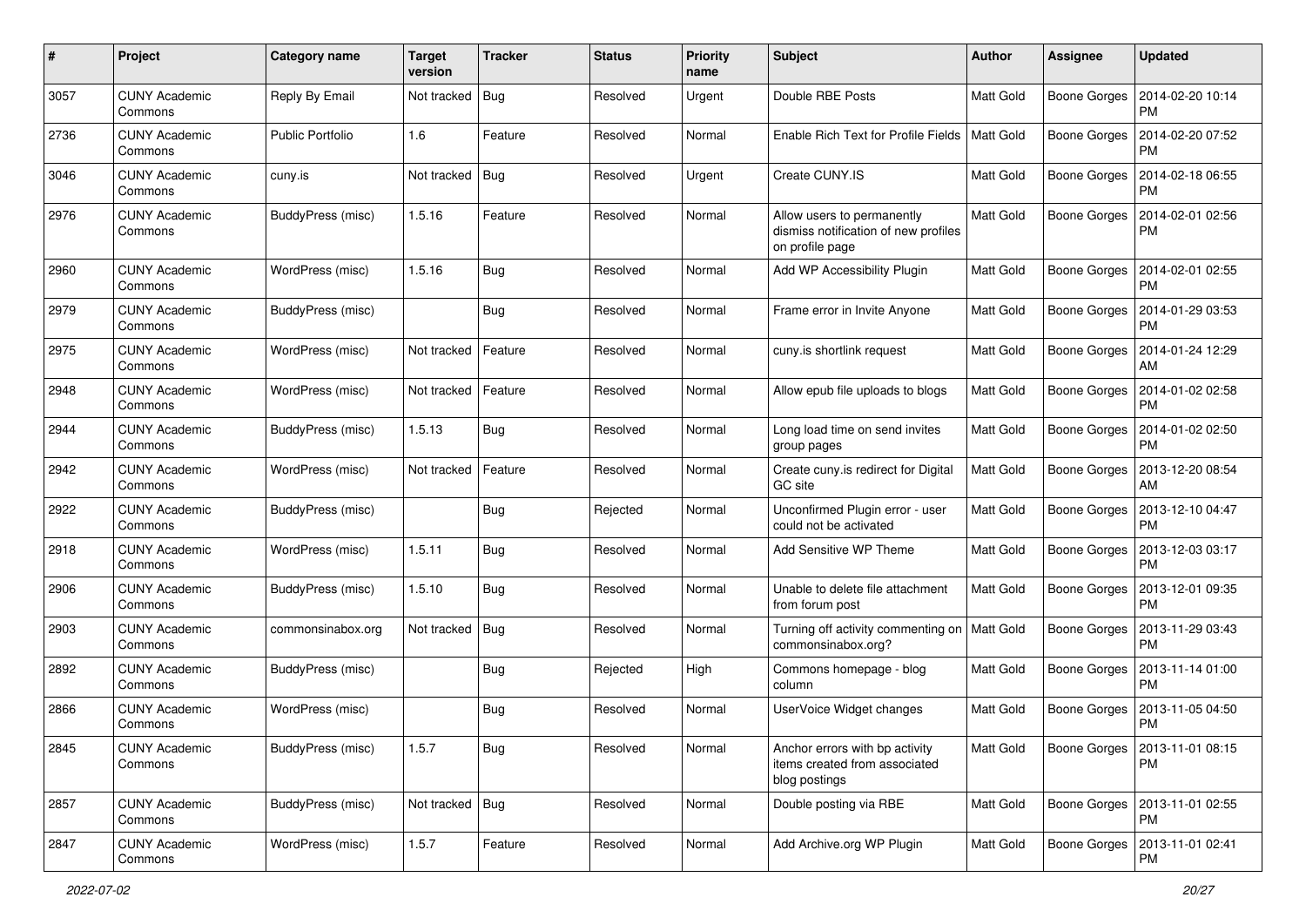| # | Project | Category name | Target version | Tracker | Status | Priority name | Subject | Author | Assignee | Updated |
|---|---|---|---|---|---|---|---|---|---|---|
| 3057 | CUNY Academic Commons | Reply By Email | Not tracked | Bug | Resolved | Urgent | Double RBE Posts | Matt Gold | Boone Gorges | 2014-02-20 10:14 PM |
| 2736 | CUNY Academic Commons | Public Portfolio | 1.6 | Feature | Resolved | Normal | Enable Rich Text for Profile Fields | Matt Gold | Boone Gorges | 2014-02-20 07:52 PM |
| 3046 | CUNY Academic Commons | cuny.is | Not tracked | Bug | Resolved | Urgent | Create CUNY.IS | Matt Gold | Boone Gorges | 2014-02-18 06:55 PM |
| 2976 | CUNY Academic Commons | BuddyPress (misc) | 1.5.16 | Feature | Resolved | Normal | Allow users to permanently dismiss notification of new profiles on profile page | Matt Gold | Boone Gorges | 2014-02-01 02:56 PM |
| 2960 | CUNY Academic Commons | WordPress (misc) | 1.5.16 | Bug | Resolved | Normal | Add WP Accessibility Plugin | Matt Gold | Boone Gorges | 2014-02-01 02:55 PM |
| 2979 | CUNY Academic Commons | BuddyPress (misc) | | Bug | Resolved | Normal | Frame error in Invite Anyone | Matt Gold | Boone Gorges | 2014-01-29 03:53 PM |
| 2975 | CUNY Academic Commons | WordPress (misc) | Not tracked | Feature | Resolved | Normal | cuny.is shortlink request | Matt Gold | Boone Gorges | 2014-01-24 12:29 AM |
| 2948 | CUNY Academic Commons | WordPress (misc) | Not tracked | Feature | Resolved | Normal | Allow epub file uploads to blogs | Matt Gold | Boone Gorges | 2014-01-02 02:58 PM |
| 2944 | CUNY Academic Commons | BuddyPress (misc) | 1.5.13 | Bug | Resolved | Normal | Long load time on send invites group pages | Matt Gold | Boone Gorges | 2014-01-02 02:50 PM |
| 2942 | CUNY Academic Commons | WordPress (misc) | Not tracked | Feature | Resolved | Normal | Create cuny.is redirect for Digital GC site | Matt Gold | Boone Gorges | 2013-12-20 08:54 AM |
| 2922 | CUNY Academic Commons | BuddyPress (misc) | | Bug | Rejected | Normal | Unconfirmed Plugin error - user could not be activated | Matt Gold | Boone Gorges | 2013-12-10 04:47 PM |
| 2918 | CUNY Academic Commons | WordPress (misc) | 1.5.11 | Bug | Resolved | Normal | Add Sensitive WP Theme | Matt Gold | Boone Gorges | 2013-12-03 03:17 PM |
| 2906 | CUNY Academic Commons | BuddyPress (misc) | 1.5.10 | Bug | Resolved | Normal | Unable to delete file attachment from forum post | Matt Gold | Boone Gorges | 2013-12-01 09:35 PM |
| 2903 | CUNY Academic Commons | commonsinabox.org | Not tracked | Bug | Resolved | Normal | Turning off activity commenting on commonsinabox.org? | Matt Gold | Boone Gorges | 2013-11-29 03:43 PM |
| 2892 | CUNY Academic Commons | BuddyPress (misc) | | Bug | Rejected | High | Commons homepage - blog column | Matt Gold | Boone Gorges | 2013-11-14 01:00 PM |
| 2866 | CUNY Academic Commons | WordPress (misc) | | Bug | Resolved | Normal | UserVoice Widget changes | Matt Gold | Boone Gorges | 2013-11-05 04:50 PM |
| 2845 | CUNY Academic Commons | BuddyPress (misc) | 1.5.7 | Bug | Resolved | Normal | Anchor errors with bp activity items created from associated blog postings | Matt Gold | Boone Gorges | 2013-11-01 08:15 PM |
| 2857 | CUNY Academic Commons | BuddyPress (misc) | Not tracked | Bug | Resolved | Normal | Double posting via RBE | Matt Gold | Boone Gorges | 2013-11-01 02:55 PM |
| 2847 | CUNY Academic Commons | WordPress (misc) | 1.5.7 | Feature | Resolved | Normal | Add Archive.org WP Plugin | Matt Gold | Boone Gorges | 2013-11-01 02:41 PM |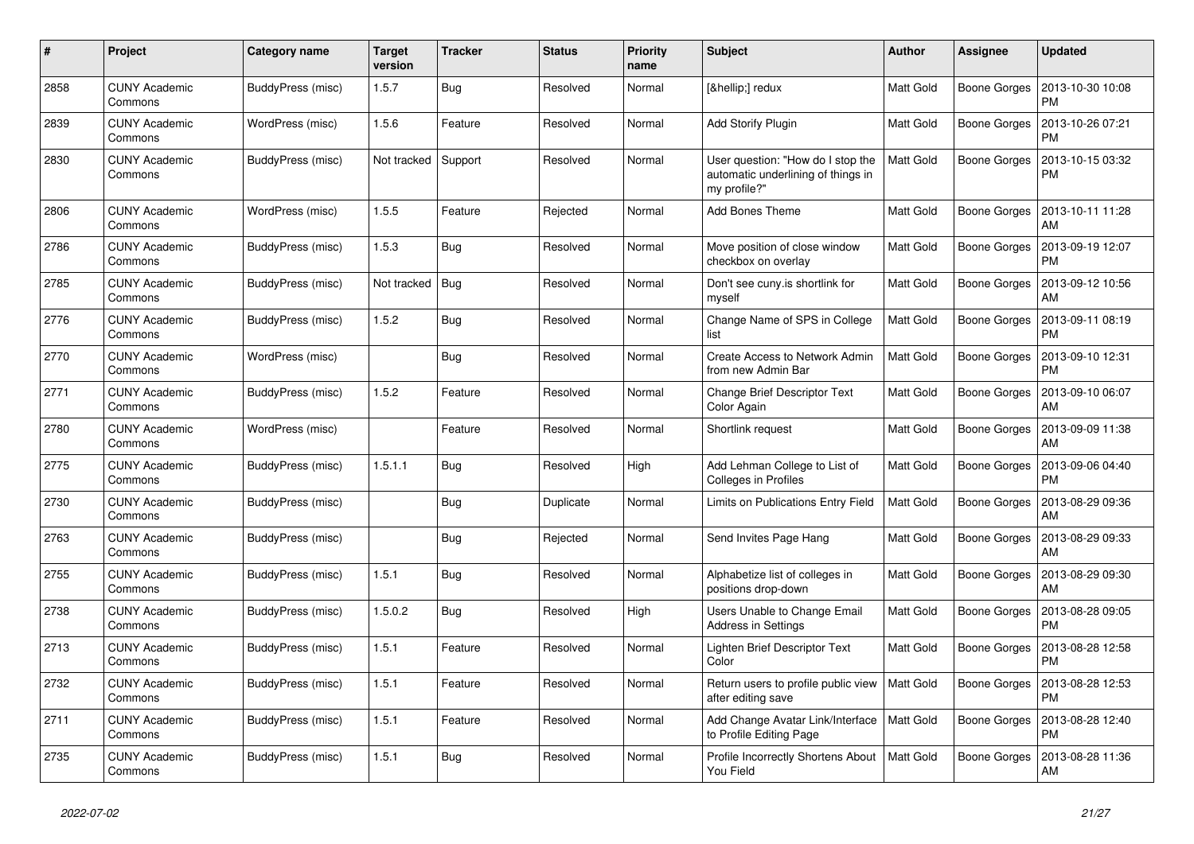| # | Project | Category name | Target version | Tracker | Status | Priority name | Subject | Author | Assignee | Updated |
|---|---|---|---|---|---|---|---|---|---|---|
| 2858 | CUNY Academic Commons | BuddyPress (misc) | 1.5.7 | Bug | Resolved | Normal | [&hellip;] redux | Matt Gold | Boone Gorges | 2013-10-30 10:08 PM |
| 2839 | CUNY Academic Commons | WordPress (misc) | 1.5.6 | Feature | Resolved | Normal | Add Storify Plugin | Matt Gold | Boone Gorges | 2013-10-26 07:21 PM |
| 2830 | CUNY Academic Commons | BuddyPress (misc) | Not tracked | Support | Resolved | Normal | User question: "How do I stop the automatic underlining of things in my profile?" | Matt Gold | Boone Gorges | 2013-10-15 03:32 PM |
| 2806 | CUNY Academic Commons | WordPress (misc) | 1.5.5 | Feature | Rejected | Normal | Add Bones Theme | Matt Gold | Boone Gorges | 2013-10-11 11:28 AM |
| 2786 | CUNY Academic Commons | BuddyPress (misc) | 1.5.3 | Bug | Resolved | Normal | Move position of close window checkbox on overlay | Matt Gold | Boone Gorges | 2013-09-19 12:07 PM |
| 2785 | CUNY Academic Commons | BuddyPress (misc) | Not tracked | Bug | Resolved | Normal | Don't see cuny.is shortlink for myself | Matt Gold | Boone Gorges | 2013-09-12 10:56 AM |
| 2776 | CUNY Academic Commons | BuddyPress (misc) | 1.5.2 | Bug | Resolved | Normal | Change Name of SPS in College list | Matt Gold | Boone Gorges | 2013-09-11 08:19 PM |
| 2770 | CUNY Academic Commons | WordPress (misc) | | Bug | Resolved | Normal | Create Access to Network Admin from new Admin Bar | Matt Gold | Boone Gorges | 2013-09-10 12:31 PM |
| 2771 | CUNY Academic Commons | BuddyPress (misc) | 1.5.2 | Feature | Resolved | Normal | Change Brief Descriptor Text Color Again | Matt Gold | Boone Gorges | 2013-09-10 06:07 AM |
| 2780 | CUNY Academic Commons | WordPress (misc) | | Feature | Resolved | Normal | Shortlink request | Matt Gold | Boone Gorges | 2013-09-09 11:38 AM |
| 2775 | CUNY Academic Commons | BuddyPress (misc) | 1.5.1.1 | Bug | Resolved | High | Add Lehman College to List of Colleges in Profiles | Matt Gold | Boone Gorges | 2013-09-06 04:40 PM |
| 2730 | CUNY Academic Commons | BuddyPress (misc) | | Bug | Duplicate | Normal | Limits on Publications Entry Field | Matt Gold | Boone Gorges | 2013-08-29 09:36 AM |
| 2763 | CUNY Academic Commons | BuddyPress (misc) | | Bug | Rejected | Normal | Send Invites Page Hang | Matt Gold | Boone Gorges | 2013-08-29 09:33 AM |
| 2755 | CUNY Academic Commons | BuddyPress (misc) | 1.5.1 | Bug | Resolved | Normal | Alphabetize list of colleges in positions drop-down | Matt Gold | Boone Gorges | 2013-08-29 09:30 AM |
| 2738 | CUNY Academic Commons | BuddyPress (misc) | 1.5.0.2 | Bug | Resolved | High | Users Unable to Change Email Address in Settings | Matt Gold | Boone Gorges | 2013-08-28 09:05 PM |
| 2713 | CUNY Academic Commons | BuddyPress (misc) | 1.5.1 | Feature | Resolved | Normal | Lighten Brief Descriptor Text Color | Matt Gold | Boone Gorges | 2013-08-28 12:58 PM |
| 2732 | CUNY Academic Commons | BuddyPress (misc) | 1.5.1 | Feature | Resolved | Normal | Return users to profile public view after editing save | Matt Gold | Boone Gorges | 2013-08-28 12:53 PM |
| 2711 | CUNY Academic Commons | BuddyPress (misc) | 1.5.1 | Feature | Resolved | Normal | Add Change Avatar Link/Interface to Profile Editing Page | Matt Gold | Boone Gorges | 2013-08-28 12:40 PM |
| 2735 | CUNY Academic Commons | BuddyPress (misc) | 1.5.1 | Bug | Resolved | Normal | Profile Incorrectly Shortens About You Field | Matt Gold | Boone Gorges | 2013-08-28 11:36 AM |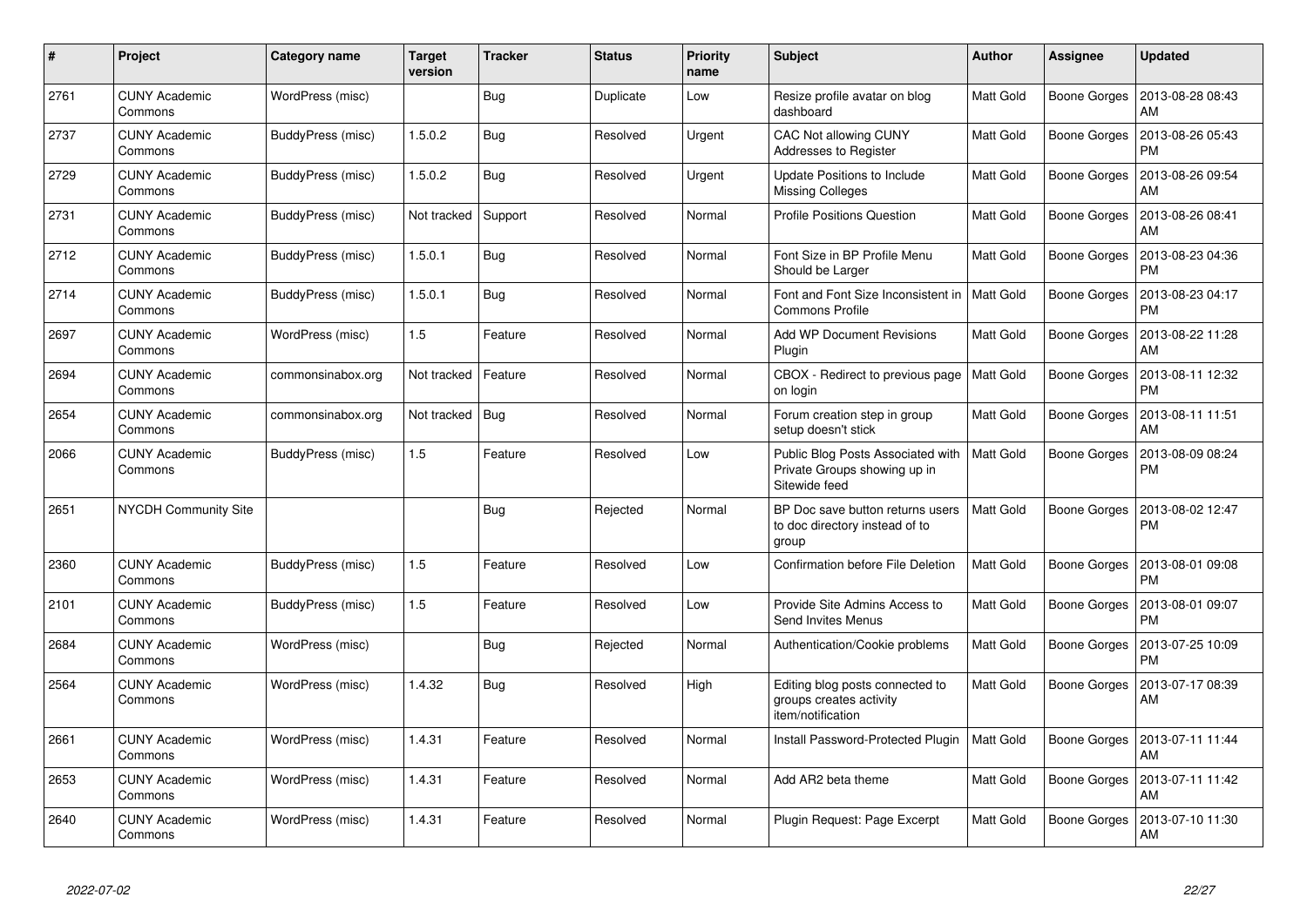| # | Project | Category name | Target version | Tracker | Status | Priority name | Subject | Author | Assignee | Updated |
|---|---|---|---|---|---|---|---|---|---|---|
| 2761 | CUNY Academic Commons | WordPress (misc) | | Bug | Duplicate | Low | Resize profile avatar on blog dashboard | Matt Gold | Boone Gorges | 2013-08-28 08:43 AM |
| 2737 | CUNY Academic Commons | BuddyPress (misc) | 1.5.0.2 | Bug | Resolved | Urgent | CAC Not allowing CUNY Addresses to Register | Matt Gold | Boone Gorges | 2013-08-26 05:43 PM |
| 2729 | CUNY Academic Commons | BuddyPress (misc) | 1.5.0.2 | Bug | Resolved | Urgent | Update Positions to Include Missing Colleges | Matt Gold | Boone Gorges | 2013-08-26 09:54 AM |
| 2731 | CUNY Academic Commons | BuddyPress (misc) | Not tracked | Support | Resolved | Normal | Profile Positions Question | Matt Gold | Boone Gorges | 2013-08-26 08:41 AM |
| 2712 | CUNY Academic Commons | BuddyPress (misc) | 1.5.0.1 | Bug | Resolved | Normal | Font Size in BP Profile Menu Should be Larger | Matt Gold | Boone Gorges | 2013-08-23 04:36 PM |
| 2714 | CUNY Academic Commons | BuddyPress (misc) | 1.5.0.1 | Bug | Resolved | Normal | Font and Font Size Inconsistent in Commons Profile | Matt Gold | Boone Gorges | 2013-08-23 04:17 PM |
| 2697 | CUNY Academic Commons | WordPress (misc) | 1.5 | Feature | Resolved | Normal | Add WP Document Revisions Plugin | Matt Gold | Boone Gorges | 2013-08-22 11:28 AM |
| 2694 | CUNY Academic Commons | commonsinabox.org | Not tracked | Feature | Resolved | Normal | CBOX - Redirect to previous page on login | Matt Gold | Boone Gorges | 2013-08-11 12:32 PM |
| 2654 | CUNY Academic Commons | commonsinabox.org | Not tracked | Bug | Resolved | Normal | Forum creation step in group setup doesn't stick | Matt Gold | Boone Gorges | 2013-08-11 11:51 AM |
| 2066 | CUNY Academic Commons | BuddyPress (misc) | 1.5 | Feature | Resolved | Low | Public Blog Posts Associated with Private Groups showing up in Sitewide feed | Matt Gold | Boone Gorges | 2013-08-09 08:24 PM |
| 2651 | NYCDH Community Site | | | Bug | Rejected | Normal | BP Doc save button returns users to doc directory instead of to group | Matt Gold | Boone Gorges | 2013-08-02 12:47 PM |
| 2360 | CUNY Academic Commons | BuddyPress (misc) | 1.5 | Feature | Resolved | Low | Confirmation before File Deletion | Matt Gold | Boone Gorges | 2013-08-01 09:08 PM |
| 2101 | CUNY Academic Commons | BuddyPress (misc) | 1.5 | Feature | Resolved | Low | Provide Site Admins Access to Send Invites Menus | Matt Gold | Boone Gorges | 2013-08-01 09:07 PM |
| 2684 | CUNY Academic Commons | WordPress (misc) | | Bug | Rejected | Normal | Authentication/Cookie problems | Matt Gold | Boone Gorges | 2013-07-25 10:09 PM |
| 2564 | CUNY Academic Commons | WordPress (misc) | 1.4.32 | Bug | Resolved | High | Editing blog posts connected to groups creates activity item/notification | Matt Gold | Boone Gorges | 2013-07-17 08:39 AM |
| 2661 | CUNY Academic Commons | WordPress (misc) | 1.4.31 | Feature | Resolved | Normal | Install Password-Protected Plugin | Matt Gold | Boone Gorges | 2013-07-11 11:44 AM |
| 2653 | CUNY Academic Commons | WordPress (misc) | 1.4.31 | Feature | Resolved | Normal | Add AR2 beta theme | Matt Gold | Boone Gorges | 2013-07-11 11:42 AM |
| 2640 | CUNY Academic Commons | WordPress (misc) | 1.4.31 | Feature | Resolved | Normal | Plugin Request: Page Excerpt | Matt Gold | Boone Gorges | 2013-07-10 11:30 AM |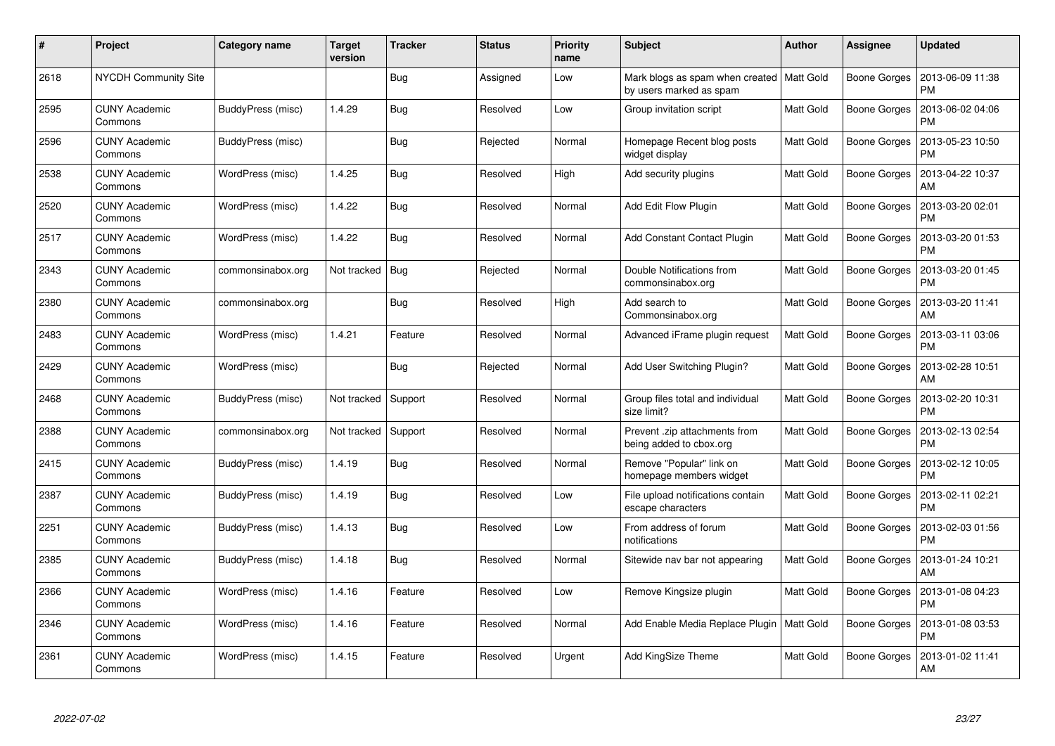| # | Project | Category name | Target version | Tracker | Status | Priority name | Subject | Author | Assignee | Updated |
|---|---|---|---|---|---|---|---|---|---|---|
| 2618 | NYCDH Community Site | | | Bug | Assigned | Low | Mark blogs as spam when created by users marked as spam | Matt Gold | Boone Gorges | 2013-06-09 11:38 PM |
| 2595 | CUNY Academic Commons | BuddyPress (misc) | 1.4.29 | Bug | Resolved | Low | Group invitation script | Matt Gold | Boone Gorges | 2013-06-02 04:06 PM |
| 2596 | CUNY Academic Commons | BuddyPress (misc) | | Bug | Rejected | Normal | Homepage Recent blog posts widget display | Matt Gold | Boone Gorges | 2013-05-23 10:50 PM |
| 2538 | CUNY Academic Commons | WordPress (misc) | 1.4.25 | Bug | Resolved | High | Add security plugins | Matt Gold | Boone Gorges | 2013-04-22 10:37 AM |
| 2520 | CUNY Academic Commons | WordPress (misc) | 1.4.22 | Bug | Resolved | Normal | Add Edit Flow Plugin | Matt Gold | Boone Gorges | 2013-03-20 02:01 PM |
| 2517 | CUNY Academic Commons | WordPress (misc) | 1.4.22 | Bug | Resolved | Normal | Add Constant Contact Plugin | Matt Gold | Boone Gorges | 2013-03-20 01:53 PM |
| 2343 | CUNY Academic Commons | commonsinabox.org | Not tracked | Bug | Rejected | Normal | Double Notifications from commonsinabox.org | Matt Gold | Boone Gorges | 2013-03-20 01:45 PM |
| 2380 | CUNY Academic Commons | commonsinabox.org | | Bug | Resolved | High | Add search to Commonsinabox.org | Matt Gold | Boone Gorges | 2013-03-20 11:41 AM |
| 2483 | CUNY Academic Commons | WordPress (misc) | 1.4.21 | Feature | Resolved | Normal | Advanced iFrame plugin request | Matt Gold | Boone Gorges | 2013-03-11 03:06 PM |
| 2429 | CUNY Academic Commons | WordPress (misc) | | Bug | Rejected | Normal | Add User Switching Plugin? | Matt Gold | Boone Gorges | 2013-02-28 10:51 AM |
| 2468 | CUNY Academic Commons | BuddyPress (misc) | Not tracked | Support | Resolved | Normal | Group files total and individual size limit? | Matt Gold | Boone Gorges | 2013-02-20 10:31 PM |
| 2388 | CUNY Academic Commons | commonsinabox.org | Not tracked | Support | Resolved | Normal | Prevent .zip attachments from being added to cbox.org | Matt Gold | Boone Gorges | 2013-02-13 02:54 PM |
| 2415 | CUNY Academic Commons | BuddyPress (misc) | 1.4.19 | Bug | Resolved | Normal | Remove "Popular" link on homepage members widget | Matt Gold | Boone Gorges | 2013-02-12 10:05 PM |
| 2387 | CUNY Academic Commons | BuddyPress (misc) | 1.4.19 | Bug | Resolved | Low | File upload notifications contain escape characters | Matt Gold | Boone Gorges | 2013-02-11 02:21 PM |
| 2251 | CUNY Academic Commons | BuddyPress (misc) | 1.4.13 | Bug | Resolved | Low | From address of forum notifications | Matt Gold | Boone Gorges | 2013-02-03 01:56 PM |
| 2385 | CUNY Academic Commons | BuddyPress (misc) | 1.4.18 | Bug | Resolved | Normal | Sitewide nav bar not appearing | Matt Gold | Boone Gorges | 2013-01-24 10:21 AM |
| 2366 | CUNY Academic Commons | WordPress (misc) | 1.4.16 | Feature | Resolved | Low | Remove Kingsize plugin | Matt Gold | Boone Gorges | 2013-01-08 04:23 PM |
| 2346 | CUNY Academic Commons | WordPress (misc) | 1.4.16 | Feature | Resolved | Normal | Add Enable Media Replace Plugin | Matt Gold | Boone Gorges | 2013-01-08 03:53 PM |
| 2361 | CUNY Academic Commons | WordPress (misc) | 1.4.15 | Feature | Resolved | Urgent | Add KingSize Theme | Matt Gold | Boone Gorges | 2013-01-02 11:41 AM |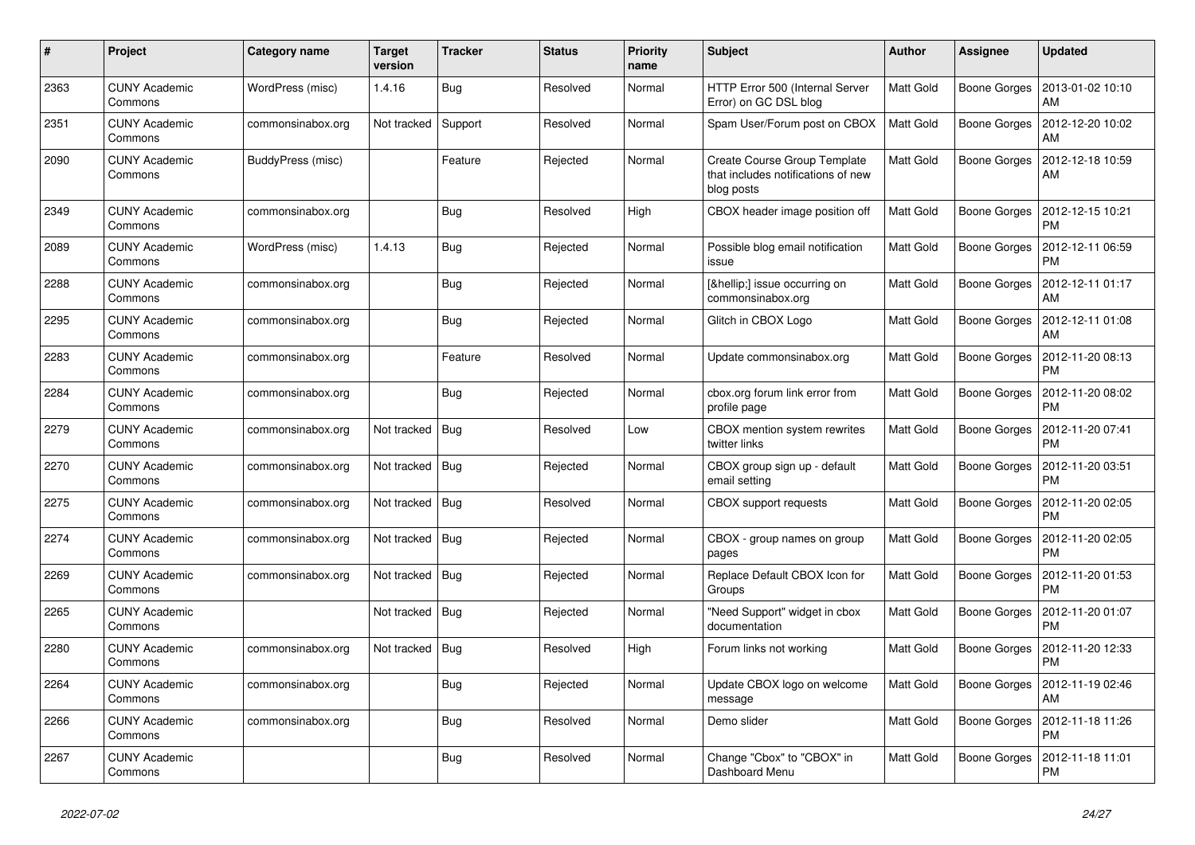| # | Project | Category name | Target version | Tracker | Status | Priority name | Subject | Author | Assignee | Updated |
|---|---|---|---|---|---|---|---|---|---|---|
| 2363 | CUNY Academic Commons | WordPress (misc) | 1.4.16 | Bug | Resolved | Normal | HTTP Error 500 (Internal Server Error) on GC DSL blog | Matt Gold | Boone Gorges | 2013-01-02 10:10 AM |
| 2351 | CUNY Academic Commons | commonsinabox.org | Not tracked | Support | Resolved | Normal | Spam User/Forum post on CBOX | Matt Gold | Boone Gorges | 2012-12-20 10:02 AM |
| 2090 | CUNY Academic Commons | BuddyPress (misc) | | Feature | Rejected | Normal | Create Course Group Template that includes notifications of new blog posts | Matt Gold | Boone Gorges | 2012-12-18 10:59 AM |
| 2349 | CUNY Academic Commons | commonsinabox.org | | Bug | Resolved | High | CBOX header image position off | Matt Gold | Boone Gorges | 2012-12-15 10:21 PM |
| 2089 | CUNY Academic Commons | WordPress (misc) | 1.4.13 | Bug | Rejected | Normal | Possible blog email notification issue | Matt Gold | Boone Gorges | 2012-12-11 06:59 PM |
| 2288 | CUNY Academic Commons | commonsinabox.org | | Bug | Rejected | Normal | [&hellip;] issue occurring on commonsinabox.org | Matt Gold | Boone Gorges | 2012-12-11 01:17 AM |
| 2295 | CUNY Academic Commons | commonsinabox.org | | Bug | Rejected | Normal | Glitch in CBOX Logo | Matt Gold | Boone Gorges | 2012-12-11 01:08 AM |
| 2283 | CUNY Academic Commons | commonsinabox.org | | Feature | Resolved | Normal | Update commonsinabox.org | Matt Gold | Boone Gorges | 2012-11-20 08:13 PM |
| 2284 | CUNY Academic Commons | commonsinabox.org | | Bug | Rejected | Normal | cbox.org forum link error from profile page | Matt Gold | Boone Gorges | 2012-11-20 08:02 PM |
| 2279 | CUNY Academic Commons | commonsinabox.org | Not tracked | Bug | Resolved | Low | CBOX mention system rewrites twitter links | Matt Gold | Boone Gorges | 2012-11-20 07:41 PM |
| 2270 | CUNY Academic Commons | commonsinabox.org | Not tracked | Bug | Rejected | Normal | CBOX group sign up - default email setting | Matt Gold | Boone Gorges | 2012-11-20 03:51 PM |
| 2275 | CUNY Academic Commons | commonsinabox.org | Not tracked | Bug | Resolved | Normal | CBOX support requests | Matt Gold | Boone Gorges | 2012-11-20 02:05 PM |
| 2274 | CUNY Academic Commons | commonsinabox.org | Not tracked | Bug | Rejected | Normal | CBOX - group names on group pages | Matt Gold | Boone Gorges | 2012-11-20 02:05 PM |
| 2269 | CUNY Academic Commons | commonsinabox.org | Not tracked | Bug | Rejected | Normal | Replace Default CBOX Icon for Groups | Matt Gold | Boone Gorges | 2012-11-20 01:53 PM |
| 2265 | CUNY Academic Commons | | Not tracked | Bug | Rejected | Normal | "Need Support" widget in cbox documentation | Matt Gold | Boone Gorges | 2012-11-20 01:07 PM |
| 2280 | CUNY Academic Commons | commonsinabox.org | Not tracked | Bug | Resolved | High | Forum links not working | Matt Gold | Boone Gorges | 2012-11-20 12:33 PM |
| 2264 | CUNY Academic Commons | commonsinabox.org | | Bug | Rejected | Normal | Update CBOX logo on welcome message | Matt Gold | Boone Gorges | 2012-11-19 02:46 AM |
| 2266 | CUNY Academic Commons | commonsinabox.org | | Bug | Resolved | Normal | Demo slider | Matt Gold | Boone Gorges | 2012-11-18 11:26 PM |
| 2267 | CUNY Academic Commons | | | Bug | Resolved | Normal | Change "Cbox" to "CBOX" in Dashboard Menu | Matt Gold | Boone Gorges | 2012-11-18 11:01 PM |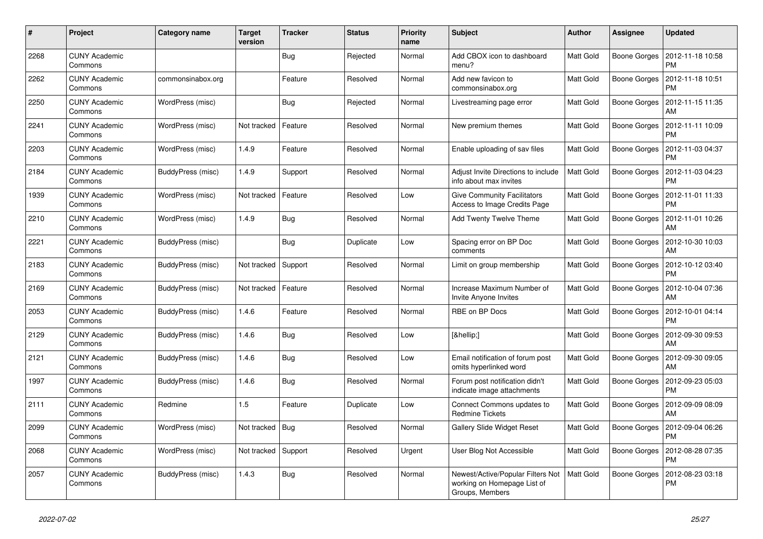| # | Project | Category name | Target version | Tracker | Status | Priority name | Subject | Author | Assignee | Updated |
|---|---|---|---|---|---|---|---|---|---|---|
| 2268 | CUNY Academic Commons | | | Bug | Rejected | Normal | Add CBOX icon to dashboard menu? | Matt Gold | Boone Gorges | 2012-11-18 10:58 PM |
| 2262 | CUNY Academic Commons | commonsinabox.org | | Feature | Resolved | Normal | Add new favicon to commonsinabox.org | Matt Gold | Boone Gorges | 2012-11-18 10:51 PM |
| 2250 | CUNY Academic Commons | WordPress (misc) | | Bug | Rejected | Normal | Livestreaming page error | Matt Gold | Boone Gorges | 2012-11-15 11:35 AM |
| 2241 | CUNY Academic Commons | WordPress (misc) | Not tracked | Feature | Resolved | Normal | New premium themes | Matt Gold | Boone Gorges | 2012-11-11 10:09 PM |
| 2203 | CUNY Academic Commons | WordPress (misc) | 1.4.9 | Feature | Resolved | Normal | Enable uploading of sav files | Matt Gold | Boone Gorges | 2012-11-03 04:37 PM |
| 2184 | CUNY Academic Commons | BuddyPress (misc) | 1.4.9 | Support | Resolved | Normal | Adjust Invite Directions to include info about max invites | Matt Gold | Boone Gorges | 2012-11-03 04:23 PM |
| 1939 | CUNY Academic Commons | WordPress (misc) | Not tracked | Feature | Resolved | Low | Give Community Facilitators Access to Image Credits Page | Matt Gold | Boone Gorges | 2012-11-01 11:33 PM |
| 2210 | CUNY Academic Commons | WordPress (misc) | 1.4.9 | Bug | Resolved | Normal | Add Twenty Twelve Theme | Matt Gold | Boone Gorges | 2012-11-01 10:26 AM |
| 2221 | CUNY Academic Commons | BuddyPress (misc) | | Bug | Duplicate | Low | Spacing error on BP Doc comments | Matt Gold | Boone Gorges | 2012-10-30 10:03 AM |
| 2183 | CUNY Academic Commons | BuddyPress (misc) | Not tracked | Support | Resolved | Normal | Limit on group membership | Matt Gold | Boone Gorges | 2012-10-12 03:40 PM |
| 2169 | CUNY Academic Commons | BuddyPress (misc) | Not tracked | Feature | Resolved | Normal | Increase Maximum Number of Invite Anyone Invites | Matt Gold | Boone Gorges | 2012-10-04 07:36 AM |
| 2053 | CUNY Academic Commons | BuddyPress (misc) | 1.4.6 | Feature | Resolved | Normal | RBE on BP Docs | Matt Gold | Boone Gorges | 2012-10-01 04:14 PM |
| 2129 | CUNY Academic Commons | BuddyPress (misc) | 1.4.6 | Bug | Resolved | Low | [&hellip;] | Matt Gold | Boone Gorges | 2012-09-30 09:53 AM |
| 2121 | CUNY Academic Commons | BuddyPress (misc) | 1.4.6 | Bug | Resolved | Low | Email notification of forum post omits hyperlinked word | Matt Gold | Boone Gorges | 2012-09-30 09:05 AM |
| 1997 | CUNY Academic Commons | BuddyPress (misc) | 1.4.6 | Bug | Resolved | Normal | Forum post notification didn't indicate image attachments | Matt Gold | Boone Gorges | 2012-09-23 05:03 PM |
| 2111 | CUNY Academic Commons | Redmine | 1.5 | Feature | Duplicate | Low | Connect Commons updates to Redmine Tickets | Matt Gold | Boone Gorges | 2012-09-09 08:09 AM |
| 2099 | CUNY Academic Commons | WordPress (misc) | Not tracked | Bug | Resolved | Normal | Gallery Slide Widget Reset | Matt Gold | Boone Gorges | 2012-09-04 06:26 PM |
| 2068 | CUNY Academic Commons | WordPress (misc) | Not tracked | Support | Resolved | Urgent | User Blog Not Accessible | Matt Gold | Boone Gorges | 2012-08-28 07:35 PM |
| 2057 | CUNY Academic Commons | BuddyPress (misc) | 1.4.3 | Bug | Resolved | Normal | Newest/Active/Popular Filters Not working on Homepage List of Groups, Members | Matt Gold | Boone Gorges | 2012-08-23 03:18 PM |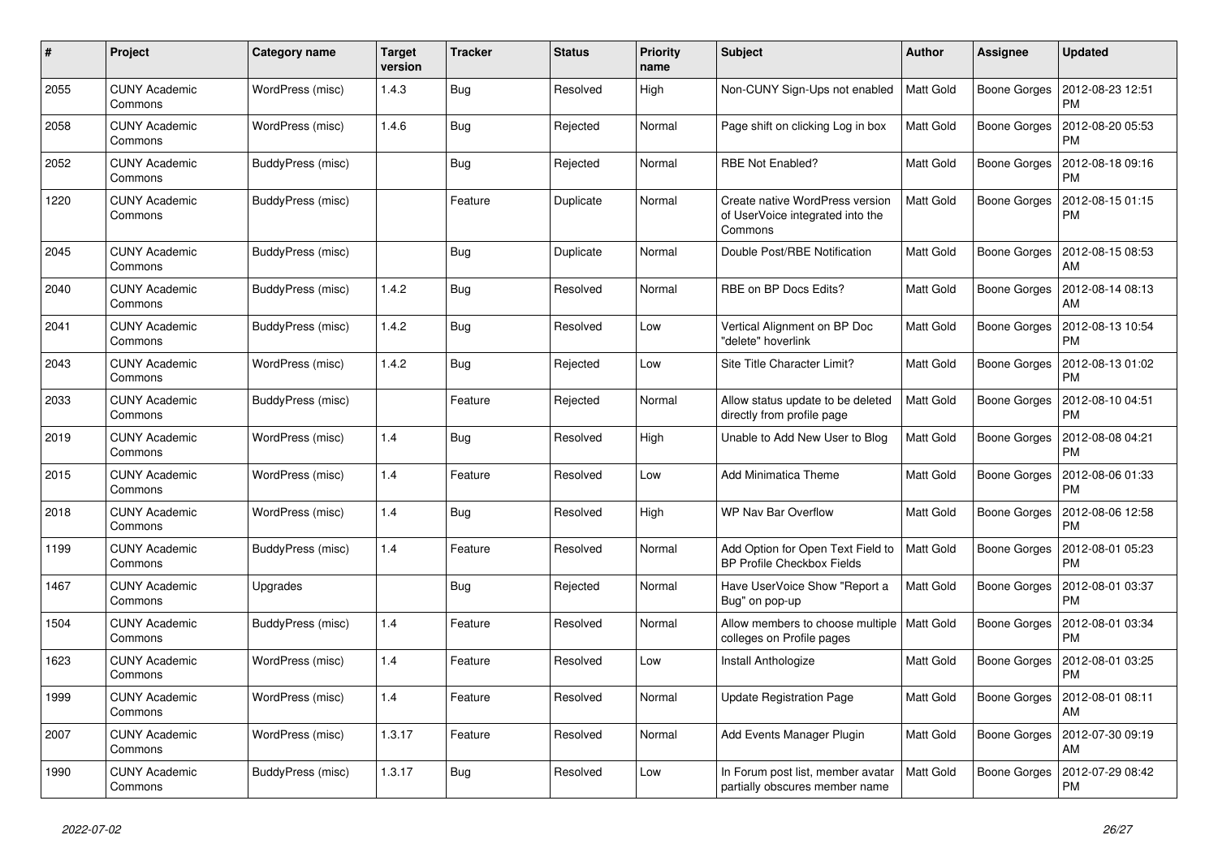| # | Project | Category name | Target version | Tracker | Status | Priority name | Subject | Author | Assignee | Updated |
|---|---|---|---|---|---|---|---|---|---|---|
| 2055 | CUNY Academic Commons | WordPress (misc) | 1.4.3 | Bug | Resolved | High | Non-CUNY Sign-Ups not enabled | Matt Gold | Boone Gorges | 2012-08-23 12:51 PM |
| 2058 | CUNY Academic Commons | WordPress (misc) | 1.4.6 | Bug | Rejected | Normal | Page shift on clicking Log in box | Matt Gold | Boone Gorges | 2012-08-20 05:53 PM |
| 2052 | CUNY Academic Commons | BuddyPress (misc) | | Bug | Rejected | Normal | RBE Not Enabled? | Matt Gold | Boone Gorges | 2012-08-18 09:16 PM |
| 1220 | CUNY Academic Commons | BuddyPress (misc) | | Feature | Duplicate | Normal | Create native WordPress version of UserVoice integrated into the Commons | Matt Gold | Boone Gorges | 2012-08-15 01:15 PM |
| 2045 | CUNY Academic Commons | BuddyPress (misc) | | Bug | Duplicate | Normal | Double Post/RBE Notification | Matt Gold | Boone Gorges | 2012-08-15 08:53 AM |
| 2040 | CUNY Academic Commons | BuddyPress (misc) | 1.4.2 | Bug | Resolved | Normal | RBE on BP Docs Edits? | Matt Gold | Boone Gorges | 2012-08-14 08:13 AM |
| 2041 | CUNY Academic Commons | BuddyPress (misc) | 1.4.2 | Bug | Resolved | Low | Vertical Alignment on BP Doc "delete" hoverlink | Matt Gold | Boone Gorges | 2012-08-13 10:54 PM |
| 2043 | CUNY Academic Commons | WordPress (misc) | 1.4.2 | Bug | Rejected | Low | Site Title Character Limit? | Matt Gold | Boone Gorges | 2012-08-13 01:02 PM |
| 2033 | CUNY Academic Commons | BuddyPress (misc) | | Feature | Rejected | Normal | Allow status update to be deleted directly from profile page | Matt Gold | Boone Gorges | 2012-08-10 04:51 PM |
| 2019 | CUNY Academic Commons | WordPress (misc) | 1.4 | Bug | Resolved | High | Unable to Add New User to Blog | Matt Gold | Boone Gorges | 2012-08-08 04:21 PM |
| 2015 | CUNY Academic Commons | WordPress (misc) | 1.4 | Feature | Resolved | Low | Add Minimatica Theme | Matt Gold | Boone Gorges | 2012-08-06 01:33 PM |
| 2018 | CUNY Academic Commons | WordPress (misc) | 1.4 | Bug | Resolved | High | WP Nav Bar Overflow | Matt Gold | Boone Gorges | 2012-08-06 12:58 PM |
| 1199 | CUNY Academic Commons | BuddyPress (misc) | 1.4 | Feature | Resolved | Normal | Add Option for Open Text Field to BP Profile Checkbox Fields | Matt Gold | Boone Gorges | 2012-08-01 05:23 PM |
| 1467 | CUNY Academic Commons | Upgrades | | Bug | Rejected | Normal | Have UserVoice Show "Report a Bug" on pop-up | Matt Gold | Boone Gorges | 2012-08-01 03:37 PM |
| 1504 | CUNY Academic Commons | BuddyPress (misc) | 1.4 | Feature | Resolved | Normal | Allow members to choose multiple colleges on Profile pages | Matt Gold | Boone Gorges | 2012-08-01 03:34 PM |
| 1623 | CUNY Academic Commons | WordPress (misc) | 1.4 | Feature | Resolved | Low | Install Anthologize | Matt Gold | Boone Gorges | 2012-08-01 03:25 PM |
| 1999 | CUNY Academic Commons | WordPress (misc) | 1.4 | Feature | Resolved | Normal | Update Registration Page | Matt Gold | Boone Gorges | 2012-08-01 08:11 AM |
| 2007 | CUNY Academic Commons | WordPress (misc) | 1.3.17 | Feature | Resolved | Normal | Add Events Manager Plugin | Matt Gold | Boone Gorges | 2012-07-30 09:19 AM |
| 1990 | CUNY Academic Commons | BuddyPress (misc) | 1.3.17 | Bug | Resolved | Low | In Forum post list, member avatar partially obscures member name | Matt Gold | Boone Gorges | 2012-07-29 08:42 PM |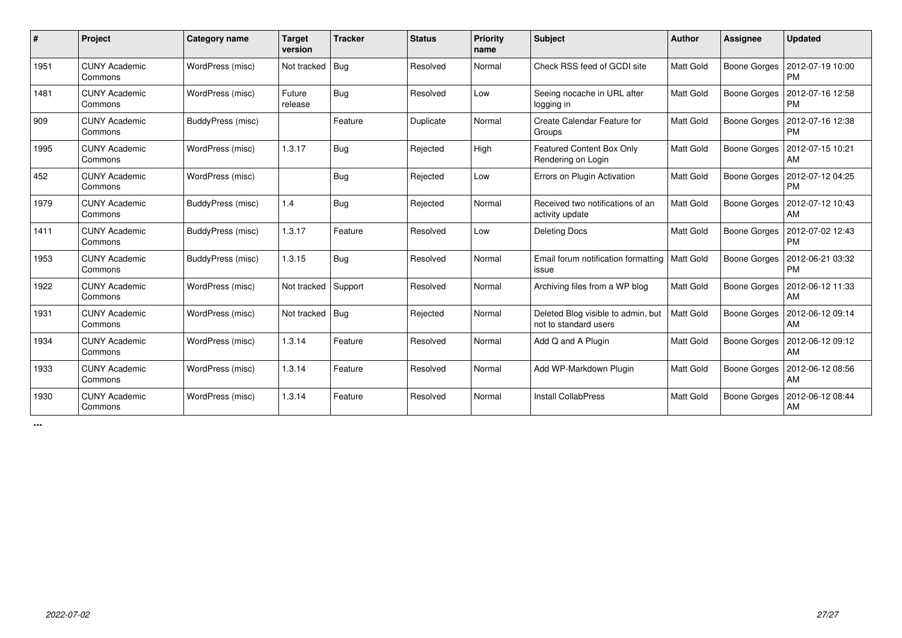| # | Project | Category name | Target version | Tracker | Status | Priority name | Subject | Author | Assignee | Updated |
|---|---|---|---|---|---|---|---|---|---|---|
| 1951 | CUNY Academic Commons | WordPress (misc) | Not tracked | Bug | Resolved | Normal | Check RSS feed of GCDI site | Matt Gold | Boone Gorges | 2012-07-19 10:00 PM |
| 1481 | CUNY Academic Commons | WordPress (misc) | Future release | Bug | Resolved | Low | Seeing nocache in URL after logging in | Matt Gold | Boone Gorges | 2012-07-16 12:58 PM |
| 909 | CUNY Academic Commons | BuddyPress (misc) | | Feature | Duplicate | Normal | Create Calendar Feature for Groups | Matt Gold | Boone Gorges | 2012-07-16 12:38 PM |
| 1995 | CUNY Academic Commons | WordPress (misc) | 1.3.17 | Bug | Rejected | High | Featured Content Box Only Rendering on Login | Matt Gold | Boone Gorges | 2012-07-15 10:21 AM |
| 452 | CUNY Academic Commons | WordPress (misc) | | Bug | Rejected | Low | Errors on Plugin Activation | Matt Gold | Boone Gorges | 2012-07-12 04:25 PM |
| 1979 | CUNY Academic Commons | BuddyPress (misc) | 1.4 | Bug | Rejected | Normal | Received two notifications of an activity update | Matt Gold | Boone Gorges | 2012-07-12 10:43 AM |
| 1411 | CUNY Academic Commons | BuddyPress (misc) | 1.3.17 | Feature | Resolved | Low | Deleting Docs | Matt Gold | Boone Gorges | 2012-07-02 12:43 PM |
| 1953 | CUNY Academic Commons | BuddyPress (misc) | 1.3.15 | Bug | Resolved | Normal | Email forum notification formatting issue | Matt Gold | Boone Gorges | 2012-06-21 03:32 PM |
| 1922 | CUNY Academic Commons | WordPress (misc) | Not tracked | Support | Resolved | Normal | Archiving files from a WP blog | Matt Gold | Boone Gorges | 2012-06-12 11:33 AM |
| 1931 | CUNY Academic Commons | WordPress (misc) | Not tracked | Bug | Rejected | Normal | Deleted Blog visible to admin, but not to standard users | Matt Gold | Boone Gorges | 2012-06-12 09:14 AM |
| 1934 | CUNY Academic Commons | WordPress (misc) | 1.3.14 | Feature | Resolved | Normal | Add Q and A Plugin | Matt Gold | Boone Gorges | 2012-06-12 09:12 AM |
| 1933 | CUNY Academic Commons | WordPress (misc) | 1.3.14 | Feature | Resolved | Normal | Add WP-Markdown Plugin | Matt Gold | Boone Gorges | 2012-06-12 08:56 AM |
| 1930 | CUNY Academic Commons | WordPress (misc) | 1.3.14 | Feature | Resolved | Normal | Install CollabPress | Matt Gold | Boone Gorges | 2012-06-12 08:44 AM |

...